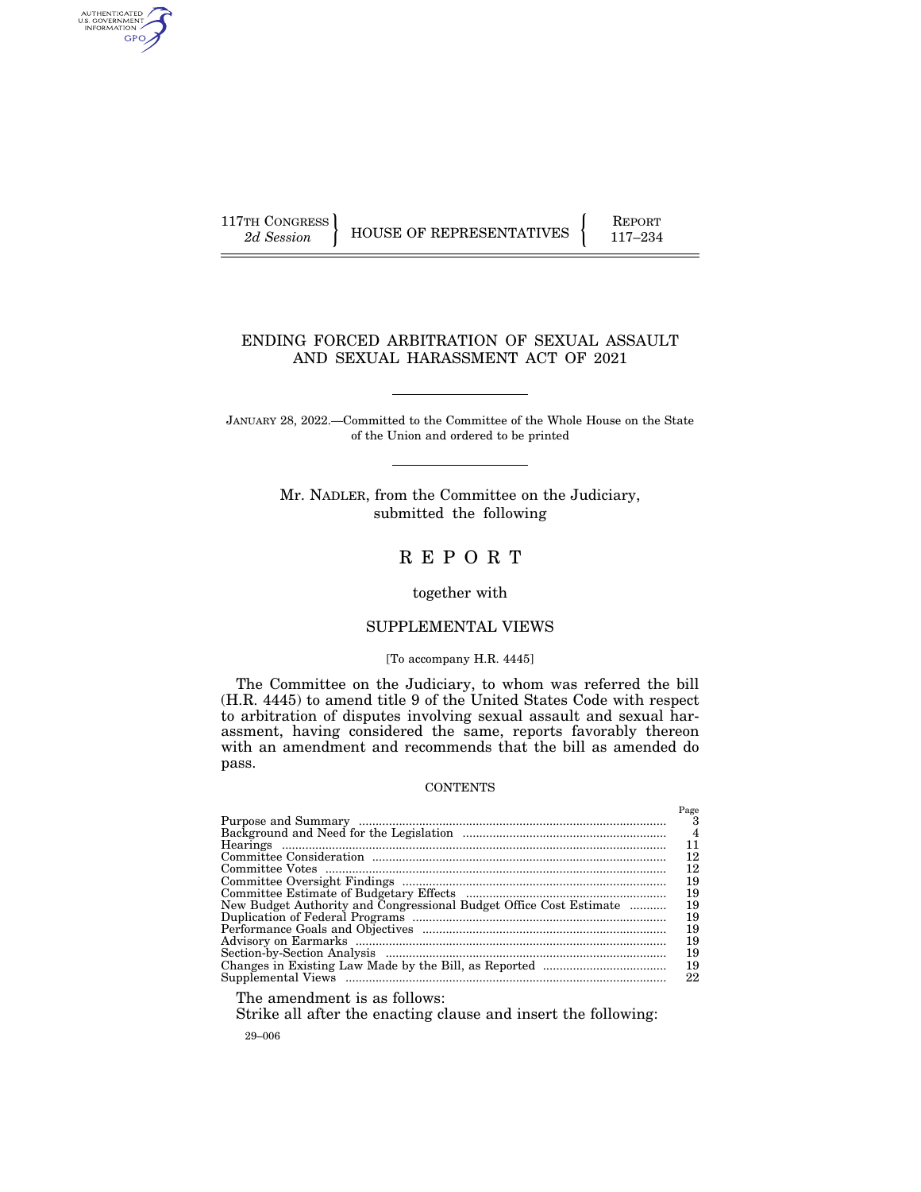117TH CONGRESS
*2d Session*

HOUSE OF REPRESENTATIVES

REPORT
117–234

# ENDING FORCED ARBITRATION OF SEXUAL ASSAULT AND SEXUAL HARASSMENT ACT OF 2021

JANUARY 28, 2022.—Committed to the Committee of the Whole House on the State of the Union and ordered to be printed

Mr. NADLER, from the Committee on the Judiciary, submitted the following

# R E P O R T

together with

## SUPPLEMENTAL VIEWS

[To accompany H.R. 4445]

The Committee on the Judiciary, to whom was referred the bill (H.R. 4445) to amend title 9 of the United States Code with respect to arbitration of disputes involving sexual assault and sexual harassment, having considered the same, reports favorably thereon with an amendment and recommends that the bill as amended do pass.

CONTENTS

| | Page |
|---|---|
| Purpose and Summary | 3 |
| Background and Need for the Legislation | 4 |
| Hearings | 11 |
| Committee Consideration | 12 |
| Committee Votes | 12 |
| Committee Oversight Findings | 19 |
| Committee Estimate of Budgetary Effects | 19 |
| New Budget Authority and Congressional Budget Office Cost Estimate | 19 |
| Duplication of Federal Programs | 19 |
| Performance Goals and Objectives | 19 |
| Advisory on Earmarks | 19 |
| Section-by-Section Analysis | 19 |
| Changes in Existing Law Made by the Bill, as Reported | 19 |
| Supplemental Views | 22 |

The amendment is as follows:

Strike all after the enacting clause and insert the following:

29–006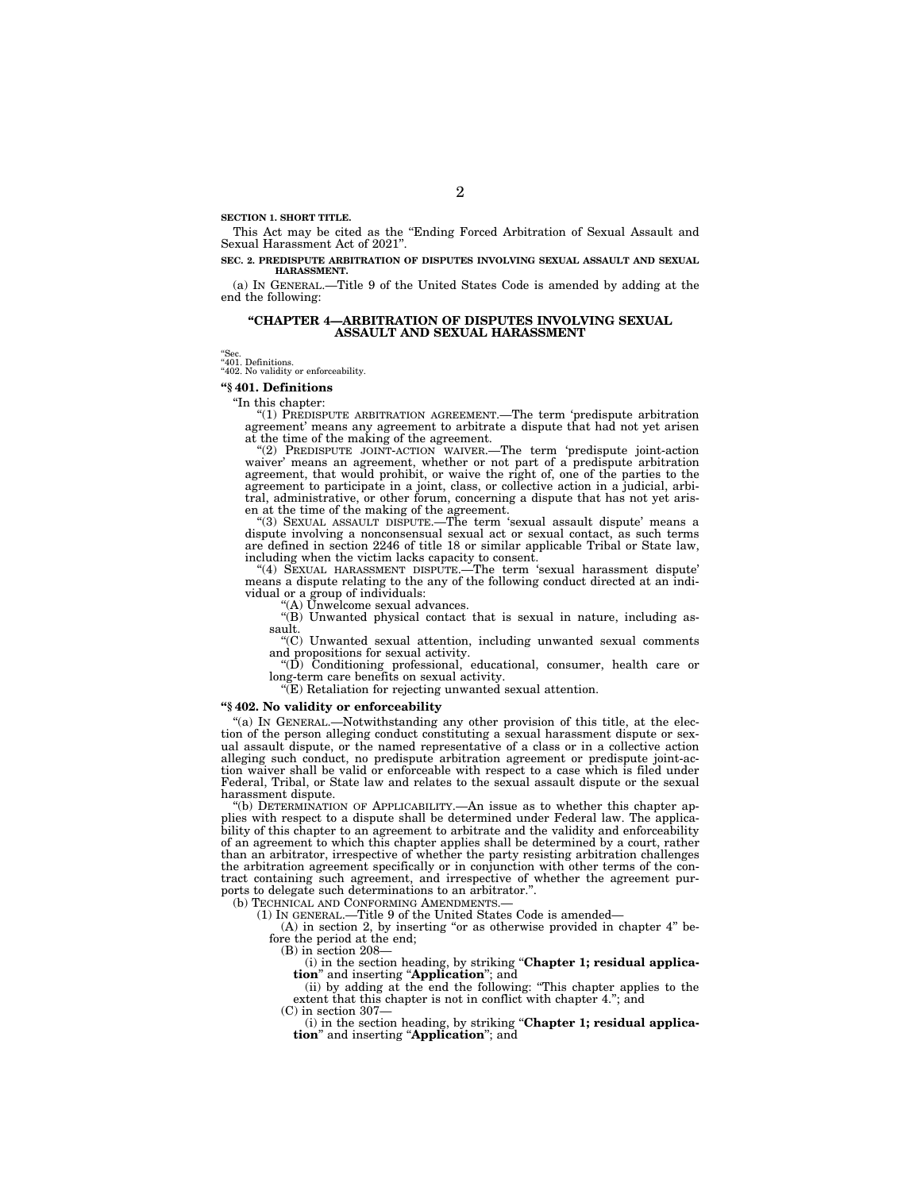**SECTION 1. SHORT TITLE.**

This Act may be cited as the "Ending Forced Arbitration of Sexual Assault and Sexual Harassment Act of 2021".

**SEC. 2. PREDISPUTE ARBITRATION OF DISPUTES INVOLVING SEXUAL ASSAULT AND SEXUAL HARASSMENT.**

(a) IN GENERAL.—Title 9 of the United States Code is amended by adding at the end the following:

## "CHAPTER 4—ARBITRATION OF DISPUTES INVOLVING SEXUAL ASSAULT AND SEXUAL HARASSMENT

"Sec.
"401. Definitions.
"402. No validity or enforceability.

### "§ 401. Definitions

"In this chapter:

"(1) PREDISPUTE ARBITRATION AGREEMENT.—The term 'predispute arbitration agreement' means any agreement to arbitrate a dispute that had not yet arisen at the time of the making of the agreement.

"(2) PREDISPUTE JOINT-ACTION WAIVER.—The term 'predispute joint-action waiver' means an agreement, whether or not part of a predispute arbitration agreement, that would prohibit, or waive the right of, one of the parties to the agreement to participate in a joint, class, or collective action in a judicial, arbitral, administrative, or other forum, concerning a dispute that has not yet arisen at the time of the making of the agreement.

"(3) SEXUAL ASSAULT DISPUTE.—The term 'sexual assault dispute' means a dispute involving a nonconsensual sexual act or sexual contact, as such terms are defined in section 2246 of title 18 or similar applicable Tribal or State law, including when the victim lacks capacity to consent.

"(4) SEXUAL HARASSMENT DISPUTE.—The term 'sexual harassment dispute' means a dispute relating to the any of the following conduct directed at an individual or a group of individuals:

"(A) Unwelcome sexual advances.

"(B) Unwanted physical contact that is sexual in nature, including assault.

"(C) Unwanted sexual attention, including unwanted sexual comments and propositions for sexual activity.

"(D) Conditioning professional, educational, consumer, health care or long-term care benefits on sexual activity.

"(E) Retaliation for rejecting unwanted sexual attention.

### "§ 402. No validity or enforceability

"(a) IN GENERAL.—Notwithstanding any other provision of this title, at the election of the person alleging conduct constituting a sexual harassment dispute or sexual assault dispute, or the named representative of a class or in a collective action alleging such conduct, no predispute arbitration agreement or predispute joint-action waiver shall be valid or enforceable with respect to a case which is filed under Federal, Tribal, or State law and relates to the sexual assault dispute or the sexual harassment dispute.

"(b) DETERMINATION OF APPLICABILITY.—An issue as to whether this chapter applies with respect to a dispute shall be determined under Federal law. The applicability of this chapter to an agreement to arbitrate and the validity and enforceability of an agreement to which this chapter applies shall be determined by a court, rather than an arbitrator, irrespective of whether the party resisting arbitration challenges the arbitration agreement specifically or in conjunction with other terms of the contract containing such agreement, and irrespective of whether the agreement purports to delegate such determinations to an arbitrator.".

(b) TECHNICAL AND CONFORMING AMENDMENTS.—

(1) IN GENERAL.—Title 9 of the United States Code is amended—

(A) in section 2, by inserting "or as otherwise provided in chapter 4" before the period at the end;

(B) in section 208—

(i) in the section heading, by striking "**Chapter 1; residual application**" and inserting "**Application**"; and

(ii) by adding at the end the following: "This chapter applies to the extent that this chapter is not in conflict with chapter 4."; and

(C) in section 307—

(i) in the section heading, by striking "**Chapter 1; residual application**" and inserting "**Application**"; and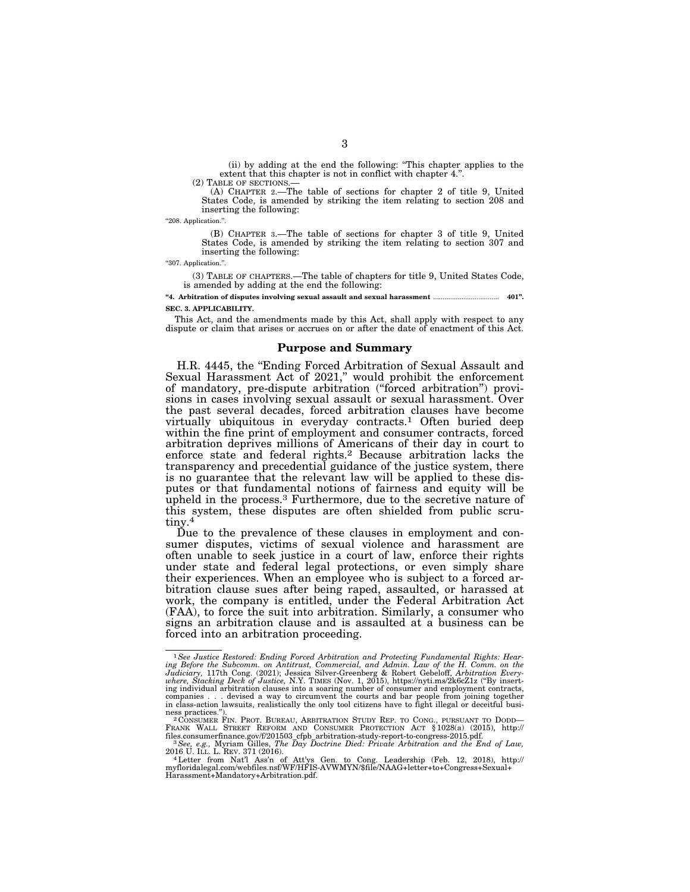(ii) by adding at the end the following: "This chapter applies to the extent that this chapter is not in conflict with chapter 4.".

(2) TABLE OF SECTIONS.—

(A) CHAPTER 2.—The table of sections for chapter 2 of title 9, United States Code, is amended by striking the item relating to section 208 and inserting the following:

"208. Application.".

(B) CHAPTER 3.—The table of sections for chapter 3 of title 9, United States Code, is amended by striking the item relating to section 307 and inserting the following:

"307. Application.".

(3) TABLE OF CHAPTERS.—The table of chapters for title 9, United States Code, is amended by adding at the end the following:

**"4. Arbitration of disputes involving sexual assault and sexual harassment ................................... 401".**

**SEC. 3. APPLICABILITY.**

This Act, and the amendments made by this Act, shall apply with respect to any dispute or claim that arises or accrues on or after the date of enactment of this Act.

## Purpose and Summary

H.R. 4445, the "Ending Forced Arbitration of Sexual Assault and Sexual Harassment Act of 2021," would prohibit the enforcement of mandatory, pre-dispute arbitration ("forced arbitration") provisions in cases involving sexual assault or sexual harassment. Over the past several decades, forced arbitration clauses have become virtually ubiquitous in everyday contracts.[1] Often buried deep within the fine print of employment and consumer contracts, forced arbitration deprives millions of Americans of their day in court to enforce state and federal rights.[2] Because arbitration lacks the transparency and precedential guidance of the justice system, there is no guarantee that the relevant law will be applied to these disputes or that fundamental notions of fairness and equity will be upheld in the process.[3] Furthermore, due to the secretive nature of this system, these disputes are often shielded from public scrutiny.[4]

Due to the prevalence of these clauses in employment and consumer disputes, victims of sexual violence and harassment are often unable to seek justice in a court of law, enforce their rights under state and federal legal protections, or even simply share their experiences. When an employee who is subject to a forced arbitration clause sues after being raped, assaulted, or harassed at work, the company is entitled, under the Federal Arbitration Act (FAA), to force the suit into arbitration. Similarly, a consumer who signs an arbitration clause and is assaulted at a business can be forced into an arbitration proceeding.

---

[1] *See Justice Restored: Ending Forced Arbitration and Protecting Fundamental Rights: Hearing Before the Subcomm. on Antitrust, Commercial, and Admin. Law of the H. Comm. on the Judiciary*, 117th Cong. (2021); Jessica Silver-Greenberg & Robert Gebeloff, *Arbitration Everywhere, Stacking Deck of Justice*, N.Y. TIMES (Nov. 1, 2015), https://nyti.ms/2k6cZ1z ("By inserting individual arbitration clauses into a soaring number of consumer and employment contracts, companies . . . devised a way to circumvent the courts and bar people from joining together in class-action lawsuits, realistically the only tool citizens have to fight illegal or deceitful business practices.").

[2] CONSUMER FIN. PROT. BUREAU, ARBITRATION STUDY REP. TO CONG., PURSUANT TO DODD—FRANK WALL STREET REFORM AND CONSUMER PROTECTION ACT § 1028(a) (2015), http://files.consumerfinance.gov/f/201503_cfpb_arbitration-study-report-to-congress-2015.pdf.

[3] *See, e.g.,* Myriam Gilles, *The Day Doctrine Died: Private Arbitration and the End of Law,* 2016 U. ILL. L. REV. 371 (2016).

[4] Letter from Nat'l Ass'n of Att'ys Gen. to Cong. Leadership (Feb. 12, 2018), http://myfloridalegal.com/webfiles.nsf/WF/HFIS-AVWMYN/$file/NAAG+letter+to+Congress+Sexual+Harassment+Mandatory+Arbitration.pdf.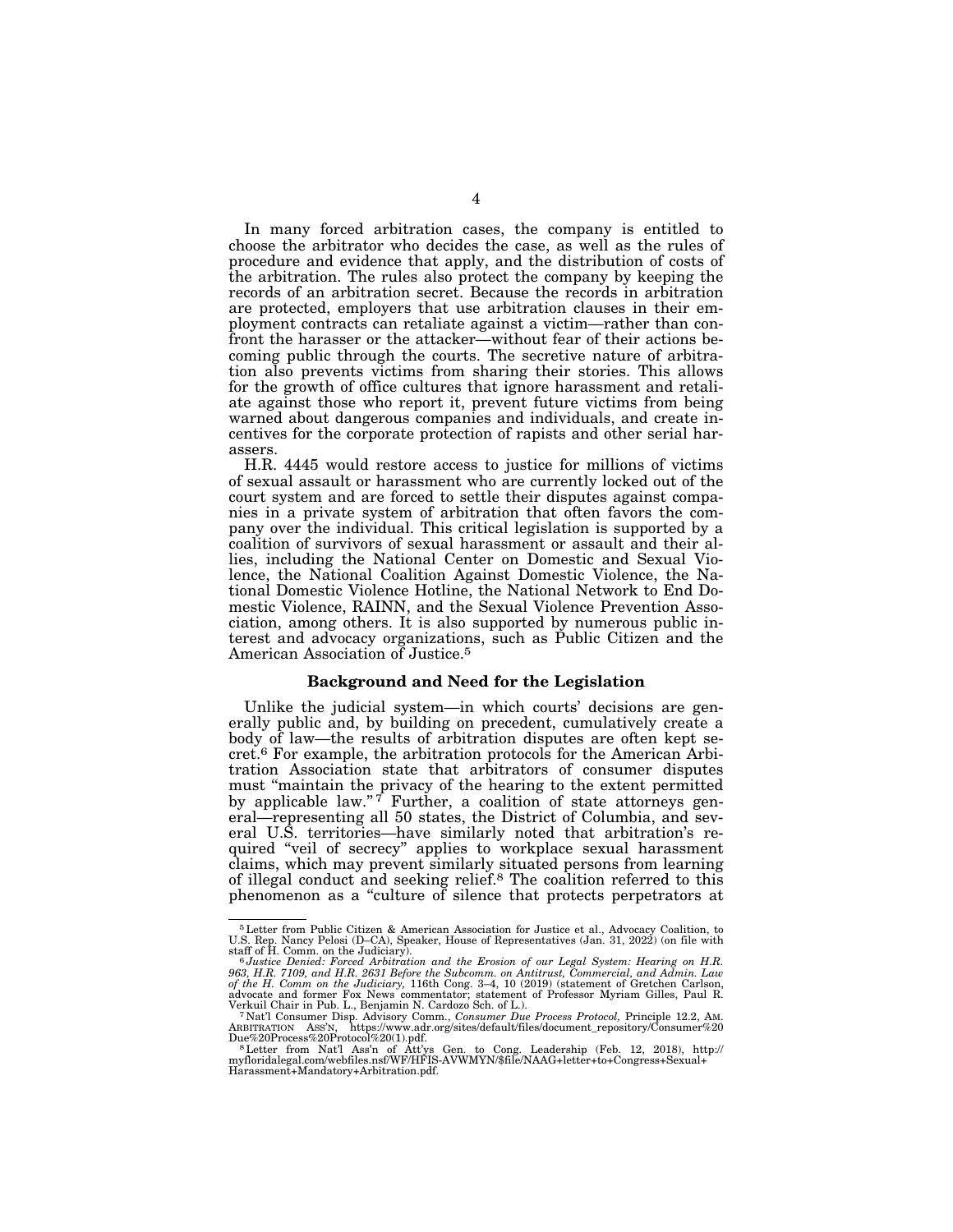In many forced arbitration cases, the company is entitled to choose the arbitrator who decides the case, as well as the rules of procedure and evidence that apply, and the distribution of costs of the arbitration. The rules also protect the company by keeping the records of an arbitration secret. Because the records in arbitration are protected, employers that use arbitration clauses in their employment contracts can retaliate against a victim—rather than confront the harasser or the attacker—without fear of their actions becoming public through the courts. The secretive nature of arbitration also prevents victims from sharing their stories. This allows for the growth of office cultures that ignore harassment and retaliate against those who report it, prevent future victims from being warned about dangerous companies and individuals, and create incentives for the corporate protection of rapists and other serial harassers.

H.R. 4445 would restore access to justice for millions of victims of sexual assault or harassment who are currently locked out of the court system and are forced to settle their disputes against companies in a private system of arbitration that often favors the company over the individual. This critical legislation is supported by a coalition of survivors of sexual harassment or assault and their allies, including the National Center on Domestic and Sexual Violence, the National Coalition Against Domestic Violence, the National Domestic Violence Hotline, the National Network to End Domestic Violence, RAINN, and the Sexual Violence Prevention Association, among others. It is also supported by numerous public interest and advocacy organizations, such as Public Citizen and the American Association of Justice.[5]

### Background and Need for the Legislation

Unlike the judicial system—in which courts' decisions are generally public and, by building on precedent, cumulatively create a body of law—the results of arbitration disputes are often kept secret.[6] For example, the arbitration protocols for the American Arbitration Association state that arbitrators of consumer disputes must "maintain the privacy of the hearing to the extent permitted by applicable law."[7] Further, a coalition of state attorneys general—representing all 50 states, the District of Columbia, and several U.S. territories—have similarly noted that arbitration's required "veil of secrecy" applies to workplace sexual harassment claims, which may prevent similarly situated persons from learning of illegal conduct and seeking relief.[8] The coalition referred to this phenomenon as a "culture of silence that protects perpetrators at

---

[5] Letter from Public Citizen & American Association for Justice et al., Advocacy Coalition, to U.S. Rep. Nancy Pelosi (D–CA), Speaker, House of Representatives (Jan. 31, 2022) (on file with staff of H. Comm. on the Judiciary).

[6] *Justice Denied: Forced Arbitration and the Erosion of our Legal System: Hearing on H.R. 963, H.R. 7109, and H.R. 2631 Before the Subcomm. on Antitrust, Commercial, and Admin. Law of the H. Comm on the Judiciary,* 116th Cong. 3–4, 10 (2019) (statement of Gretchen Carlson, advocate and former Fox News commentator; statement of Professor Myriam Gilles, Paul R. Verkuil Chair in Pub. L., Benjamin N. Cardozo Sch. of L.).

[7] Nat'l Consumer Disp. Advisory Comm., *Consumer Due Process Protocol,* Principle 12.2, AM. ARBITRATION ASS'N, https://www.adr.org/sites/default/files/document_repository/Consumer%20Due%20Process%20Protocol%20(1).pdf.

[8] Letter from Nat'l Ass'n of Att'ys Gen. to Cong. Leadership (Feb. 12, 2018), http://myfloridalegal.com/webfiles.nsf/WF/HFIS-AVWMYN/$file/NAAG+letter+to+Congress+Sexual+Harassment+Mandatory+Arbitration.pdf.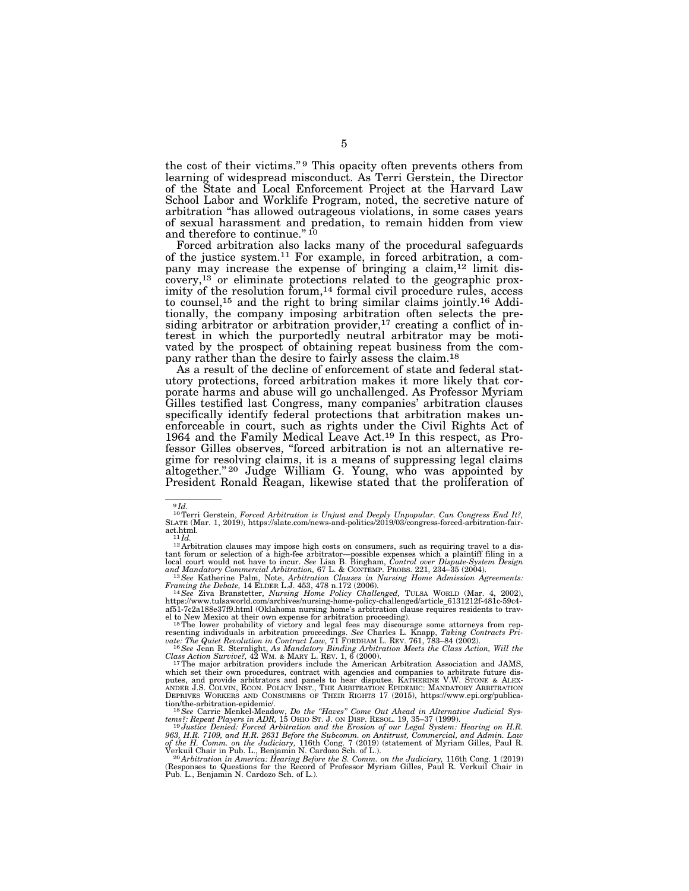the cost of their victims."[9] This opacity often prevents others from learning of widespread misconduct. As Terri Gerstein, the Director of the State and Local Enforcement Project at the Harvard Law School Labor and Worklife Program, noted, the secretive nature of arbitration "has allowed outrageous violations, in some cases years of sexual harassment and predation, to remain hidden from view and therefore to continue."[10]

Forced arbitration also lacks many of the procedural safeguards of the justice system.[11] For example, in forced arbitration, a company may increase the expense of bringing a claim,[12] limit discovery,[13] or eliminate protections related to the geographic proximity of the resolution forum,[14] formal civil procedure rules, access to counsel,[15] and the right to bring similar claims jointly.[16] Additionally, the company imposing arbitration often selects the presiding arbitrator or arbitration provider,[17] creating a conflict of interest in which the purportedly neutral arbitrator may be motivated by the prospect of obtaining repeat business from the company rather than the desire to fairly assess the claim.[18]

As a result of the decline of enforcement of state and federal statutory protections, forced arbitration makes it more likely that corporate harms and abuse will go unchallenged. As Professor Myriam Gilles testified last Congress, many companies' arbitration clauses specifically identify federal protections that arbitration makes unenforceable in court, such as rights under the Civil Rights Act of 1964 and the Family Medical Leave Act.[19] In this respect, as Professor Gilles observes, "forced arbitration is not an alternative regime for resolving claims, it is a means of suppressing legal claims altogether."[20] Judge William G. Young, who was appointed by President Ronald Reagan, likewise stated that the proliferation of

---

[9] *Id.*

[10] Terri Gerstein, *Forced Arbitration is Unjust and Deeply Unpopular. Can Congress End It?*, SLATE (Mar. 1, 2019), https://slate.com/news-and-politics/2019/03/congress-forced-arbitration-fair-act.html.

[11] *Id.*

[12] Arbitration clauses may impose high costs on consumers, such as requiring travel to a distant forum or selection of a high-fee arbitrator—possible expenses which a plaintiff filing in a local court would not have to incur. *See* Lisa B. Bingham, *Control over Dispute-System Design and Mandatory Commercial Arbitration,* 67 L. & CONTEMP. PROBS. 221, 234–35 (2004).

[13] *See* Katherine Palm, Note, *Arbitration Clauses in Nursing Home Admission Agreements: Framing the Debate,* 14 ELDER L.J. 453, 478 n.172 (2006).

[14] *See* Ziva Branstetter, *Nursing Home Policy Challenged,* TULSA WORLD (Mar. 4, 2002), https://www.tulsaworld.com/archives/nursing-home-policy-challenged/article_6131212f-481c-59c4-af51-7c2a188e37f9.html (Oklahoma nursing home's arbitration clause requires residents to travel to New Mexico at their own expense for arbitration proceeding).

[15] The lower probability of victory and legal fees may discourage some attorneys from representing individuals in arbitration proceedings. *See* Charles L. Knapp, *Taking Contracts Private: The Quiet Revolution in Contract Law,* 71 FORDHAM L. REV. 761, 783–84 (2002).

[16] *See* Jean R. Sternlight, *As Mandatory Binding Arbitration Meets the Class Action, Will the Class Action Survive?,* 42 WM. & MARY L. REV. 1, 6 (2000).

[17] The major arbitration providers include the American Arbitration Association and JAMS, which set their own procedures, contract with agencies and companies to arbitrate future disputes, and provide arbitrators and panels to hear disputes. KATHERINE V.W. STONE & ALEXANDER J.S. COLVIN, ECON. POLICY INST., THE ARBITRATION EPIDEMIC: MANDATORY ARBITRATION DEPRIVES WORKERS AND CONSUMERS OF THEIR RIGHTS 17 (2015), https://www.epi.org/publication/the-arbitration-epidemic/.

[18] *See* Carrie Menkel-Meadow, *Do the "Haves" Come Out Ahead in Alternative Judicial Systems?: Repeat Players in ADR,* 15 OHIO ST. J. ON DISP. RESOL. 19, 35–37 (1999).

[19] *Justice Denied: Forced Arbitration and the Erosion of our Legal System: Hearing on H.R. 963, H.R. 7109, and H.R. 2631 Before the Subcomm. on Antitrust, Commercial, and Admin. Law of the H. Comm. on the Judiciary,* 116th Cong. 7 (2019) (statement of Myriam Gilles, Paul R. Verkuil Chair in Pub. L., Benjamin N. Cardozo Sch. of L.).

[20] *Arbitration in America: Hearing Before the S. Comm. on the Judiciary,* 116th Cong. 1 (2019) (Responses to Questions for the Record of Professor Myriam Gilles, Paul R. Verkuil Chair in Pub. L., Benjamin N. Cardozo Sch. of L.).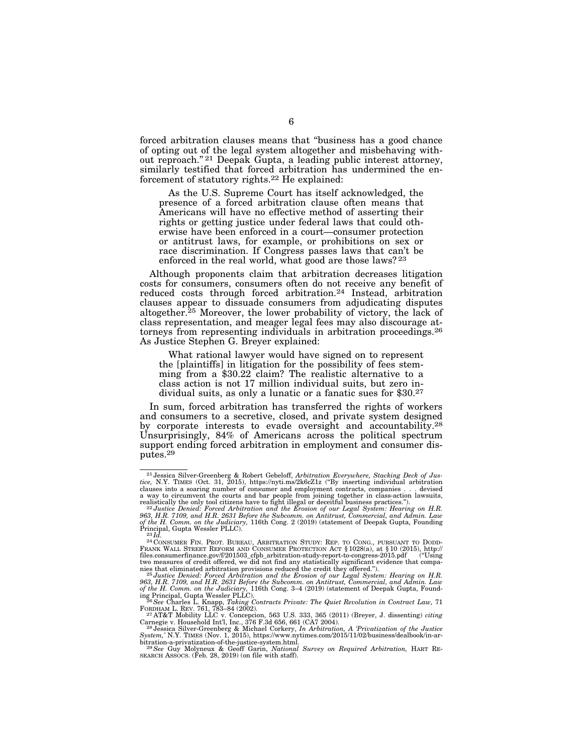forced arbitration clauses means that "business has a good chance of opting out of the legal system altogether and misbehaving without reproach."[21] Deepak Gupta, a leading public interest attorney, similarly testified that forced arbitration has undermined the enforcement of statutory rights.[22] He explained:

> As the U.S. Supreme Court has itself acknowledged, the presence of a forced arbitration clause often means that Americans will have no effective method of asserting their rights or getting justice under federal laws that could otherwise have been enforced in a court—consumer protection or antitrust laws, for example, or prohibitions on sex or race discrimination. If Congress passes laws that can't be enforced in the real world, what good are those laws?[23]

Although proponents claim that arbitration decreases litigation costs for consumers, consumers often do not receive any benefit of reduced costs through forced arbitration.[24] Instead, arbitration clauses appear to dissuade consumers from adjudicating disputes altogether.[25] Moreover, the lower probability of victory, the lack of class representation, and meager legal fees may also discourage attorneys from representing individuals in arbitration proceedings.[26] As Justice Stephen G. Breyer explained:

> What rational lawyer would have signed on to represent the [plaintiffs] in litigation for the possibility of fees stemming from a $30.22 claim? The realistic alternative to a class action is not 17 million individual suits, but zero individual suits, as only a lunatic or a fanatic sues for $30.[27]

In sum, forced arbitration has transferred the rights of workers and consumers to a secretive, closed, and private system designed by corporate interests to evade oversight and accountability.[28] Unsurprisingly, 84% of Americans across the political spectrum support ending forced arbitration in employment and consumer disputes.[29]

---

[21] Jessica Silver-Greenberg & Robert Gebeloff, *Arbitration Everywhere, Stacking Deck of Justice,* N.Y. TIMES (Oct. 31, 2015), https://nyti.ms/2k6cZ1z ("By inserting individual arbitration clauses into a soaring number of consumer and employment contracts, companies . . . devised a way to circumvent the courts and bar people from joining together in class-action lawsuits, realistically the only tool citizens have to fight illegal or deceitful business practices.").

[22] *Justice Denied: Forced Arbitration and the Erosion of our Legal System: Hearing on H.R. 963, H.R. 7109, and H.R. 2631 Before the Subcomm. on Antitrust, Commercial, and Admin. Law of the H. Comm. on the Judiciary,* 116th Cong. 2 (2019) (statement of Deepak Gupta, Founding Principal, Gupta Wessler PLLC).

[23] *Id.*

[24] CONSUMER FIN. PROT. BUREAU, ARBITRATION STUDY: REP. TO CONG., PURSUANT TO DODD-FRANK WALL STREET REFORM AND CONSUMER PROTECTION ACT § 1028(a), at § 10 (2015), http://files.consumerfinance.gov/f/201503_cfpb_arbitration-study-report-to-congress-2015.pdf ("Using two measures of credit offered, we did not find any statistically significant evidence that companies that eliminated arbitration provisions reduced the credit they offered.").

[25] *Justice Denied: Forced Arbitration and the Erosion of our Legal System: Hearing on H.R. 963, H.R. 7109, and H.R. 2631 Before the Subcomm. on Antitrust, Commercial, and Admin. Law of the H. Comm. on the Judiciary,* 116th Cong. 3–4 (2019) (statement of Deepak Gupta, Founding Principal, Gupta Wessler PLLC).

[26] *See* Charles L. Knapp, *Taking Contracts Private: The Quiet Revolution in Contract Law,* 71 FORDHAM L. REV. 761, 783–84 (2002).

[27] AT&T Mobility LLC v. Concepcion, 563 U.S. 333, 365 (2011) (Breyer, J. dissenting) *citing* Carnegie v. Household Int'l, Inc., 376 F.3d 656, 661 (CA7 2004).

[28] Jessica Silver-Greenberg & Michael Corkery, *In Arbitration, A 'Privatization of the Justice System,'* N.Y. TIMES (Nov. 1, 2015), https://www.nytimes.com/2015/11/02/business/dealbook/in-arbitration-a-privatization-of-the-justice-system.html.

[29] *See* Guy Molyneux & Geoff Garin, *National Survey on Required Arbitration,* HART RESEARCH ASSOCS. (Feb. 28, 2019) (on file with staff).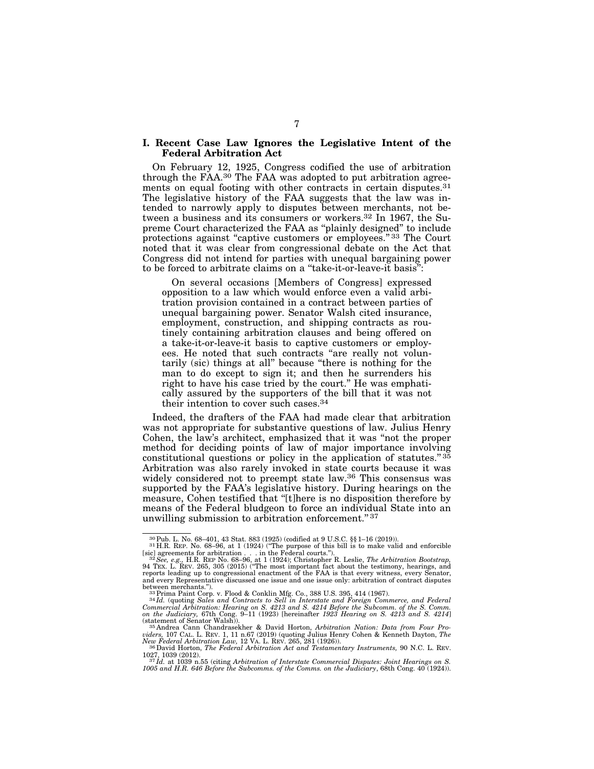## I. Recent Case Law Ignores the Legislative Intent of the Federal Arbitration Act

On February 12, 1925, Congress codified the use of arbitration through the FAA.[30] The FAA was adopted to put arbitration agreements on equal footing with other contracts in certain disputes.[31] The legislative history of the FAA suggests that the law was intended to narrowly apply to disputes between merchants, not between a business and its consumers or workers.[32] In 1967, the Supreme Court characterized the FAA as "plainly designed" to include protections against "captive customers or employees."[33] The Court noted that it was clear from congressional debate on the Act that Congress did not intend for parties with unequal bargaining power to be forced to arbitrate claims on a "take-it-or-leave-it basis":

> On several occasions [Members of Congress] expressed opposition to a law which would enforce even a valid arbitration provision contained in a contract between parties of unequal bargaining power. Senator Walsh cited insurance, employment, construction, and shipping contracts as routinely containing arbitration clauses and being offered on a take-it-or-leave-it basis to captive customers or employees. He noted that such contracts "are really not voluntarily (sic) things at all" because "there is nothing for the man to do except to sign it; and then he surrenders his right to have his case tried by the court." He was emphatically assured by the supporters of the bill that it was not their intention to cover such cases.[34]

Indeed, the drafters of the FAA had made clear that arbitration was not appropriate for substantive questions of law. Julius Henry Cohen, the law's architect, emphasized that it was "not the proper method for deciding points of law of major importance involving constitutional questions or policy in the application of statutes."[35] Arbitration was also rarely invoked in state courts because it was widely considered not to preempt state law.[36] This consensus was supported by the FAA's legislative history. During hearings on the measure, Cohen testified that "[t]here is no disposition therefore by means of the Federal bludgeon to force an individual State into an unwilling submission to arbitration enforcement."[37]

---

[30] Pub. L. No. 68–401, 43 Stat. 883 (1925) (codified at 9 U.S.C. §§ 1–16 (2019)).

[31] H.R. REP. No. 68–96, at 1 (1924) ("The purpose of this bill is to make valid and enforcible [sic] agreements for arbitration . . . in the Federal courts.").

[32] *See, e.g.,* H.R. REP No. 68–96, at 1 (1924); Christopher R. Leslie, *The Arbitration Bootstrap,* 94 TEX. L. REV. 265, 305 (2015) ("The most important fact about the testimony, hearings, and reports leading up to congressional enactment of the FAA is that every witness, every Senator, and every Representative discussed one issue and one issue only: arbitration of contract disputes between merchants.").

[33] Prima Paint Corp. v. Flood & Conklin Mfg. Co., 388 U.S. 395, 414 (1967).

[34] *Id.* (quoting *Sales and Contracts to Sell in Interstate and Foreign Commerce, and Federal Commercial Arbitration: Hearing on S. 4213 and S. 4214 Before the Subcomm. of the S. Comm. on the Judiciary,* 67th Cong. 9–11 (1923) [hereinafter *1923 Hearing on S. 4213 and S. 4214*] (statement of Senator Walsh)).

[35] Andrea Cann Chandrasekher & David Horton, *Arbitration Nation: Data from Four Providers,* 107 CAL. L. REV. 1, 11 n.67 (2019) (quoting Julius Henry Cohen & Kenneth Dayton, *The New Federal Arbitration Law,* 12 VA. L. REV. 265, 281 (1926)).

[36] David Horton, *The Federal Arbitration Act and Testamentary Instruments,* 90 N.C. L. REV. 1027, 1039 (2012).

[37] *Id.* at 1039 n.55 (citing *Arbitration of Interstate Commercial Disputes: Joint Hearings on S. 1005 and H.R. 646 Before the Subcomms. of the Comms. on the Judiciary*, 68th Cong. 40 (1924)).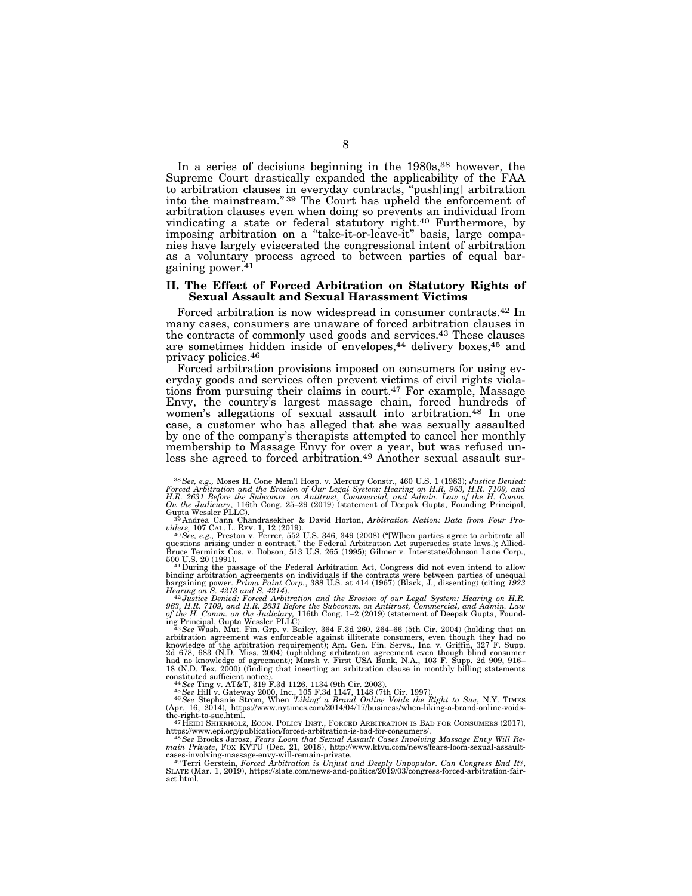In a series of decisions beginning in the 1980s,[38] however, the Supreme Court drastically expanded the applicability of the FAA to arbitration clauses in everyday contracts, "push[ing] arbitration into the mainstream."[39] The Court has upheld the enforcement of arbitration clauses even when doing so prevents an individual from vindicating a state or federal statutory right.[40] Furthermore, by imposing arbitration on a "take-it-or-leave-it" basis, large companies have largely eviscerated the congressional intent of arbitration as a voluntary process agreed to between parties of equal bargaining power.[41]

## II. The Effect of Forced Arbitration on Statutory Rights of Sexual Assault and Sexual Harassment Victims

Forced arbitration is now widespread in consumer contracts.[42] In many cases, consumers are unaware of forced arbitration clauses in the contracts of commonly used goods and services.[43] These clauses are sometimes hidden inside of envelopes,[44] delivery boxes,[45] and privacy policies.[46]

Forced arbitration provisions imposed on consumers for using everyday goods and services often prevent victims of civil rights violations from pursuing their claims in court.[47] For example, Massage Envy, the country's largest massage chain, forced hundreds of women's allegations of sexual assault into arbitration.[48] In one case, a customer who has alleged that she was sexually assaulted by one of the company's therapists attempted to cancel her monthly membership to Massage Envy for over a year, but was refused unless she agreed to forced arbitration.[49] Another sexual assault sur-

---

[38] *See, e.g.,* Moses H. Cone Mem'l Hosp. v. Mercury Constr., 460 U.S. 1 (1983); *Justice Denied: Forced Arbitration and the Erosion of Our Legal System: Hearing on H.R. 963, H.R. 7109, and H.R. 2631 Before the Subcomm. on Antitrust, Commercial, and Admin. Law of the H. Comm. On the Judiciary*, 116th Cong. 25–29 (2019) (statement of Deepak Gupta, Founding Principal, Gupta Wessler PLLC).

[39] Andrea Cann Chandrasekher & David Horton, *Arbitration Nation: Data from Four Providers,* 107 CAL. L. REV. 1, 12 (2019).

[40] *See, e.g.,* Preston v. Ferrer, 552 U.S. 346, 349 (2008) ("[W]hen parties agree to arbitrate all questions arising under a contract," the Federal Arbitration Act supersedes state laws.); Allied-Bruce Terminix Cos. v. Dobson, 513 U.S. 265 (1995); Gilmer v. Interstate/Johnson Lane Corp., 500 U.S. 20 (1991).

[41] During the passage of the Federal Arbitration Act, Congress did not even intend to allow binding arbitration agreements on individuals if the contracts were between parties of unequal bargaining power. *Prima Paint Corp.*, 388 U.S. at 414 (1967) (Black, J., dissenting) (citing *1923 Hearing on S. 4213 and S. 4214*).

[42] *Justice Denied: Forced Arbitration and the Erosion of our Legal System: Hearing on H.R. 963, H.R. 7109, and H.R. 2631 Before the Subcomm. on Antitrust, Commercial, and Admin. Law of the H. Comm. on the Judiciary,* 116th Cong. 1–2 (2019) (statement of Deepak Gupta, Founding Principal, Gupta Wessler PLLC).

[43] *See* Wash. Mut. Fin. Grp. v. Bailey, 364 F.3d 260, 264–66 (5th Cir. 2004) (holding that an arbitration agreement was enforceable against illiterate consumers, even though they had no knowledge of the arbitration requirement); Am. Gen. Fin. Servs., Inc. v. Griffin, 327 F. Supp. 2d 678, 683 (N.D. Miss. 2004) (upholding arbitration agreement even though blind consumer had no knowledge of agreement); Marsh v. First USA Bank, N.A., 103 F. Supp. 2d 909, 916–18 (N.D. Tex. 2000) (finding that inserting an arbitration clause in monthly billing statements constituted sufficient notice).

[44] *See* Ting v. AT&T, 319 F.3d 1126, 1134 (9th Cir. 2003).

[45] *See* Hill v. Gateway 2000, Inc., 105 F.3d 1147, 1148 (7th Cir. 1997).

[46] *See* Stephanie Strom, When *'Liking' a Brand Online Voids the Right to Sue*, N.Y. TIMES (Apr. 16, 2014), https://www.nytimes.com/2014/04/17/business/when-liking-a-brand-online-voids-the-right-to-sue.html.

[47] HEIDI SHIERHOLZ, ECON. POLICY INST., FORCED ARBITRATION IS BAD FOR CONSUMERS (2017), https://www.epi.org/publication/forced-arbitration-is-bad-for-consumers/.

[48] *See* Brooks Jarosz, *Fears Loom that Sexual Assault Cases Involving Massage Envy Will Remain Private*, FOX KVTU (Dec. 21, 2018), http://www.ktvu.com/news/fears-loom-sexual-assault-cases-involving-massage-envy-will-remain-private.

[49] Terri Gerstein, *Forced Arbitration is Unjust and Deeply Unpopular. Can Congress End It?*, SLATE (Mar. 1, 2019), https://slate.com/news-and-politics/2019/03/congress-forced-arbitration-fair-act.html.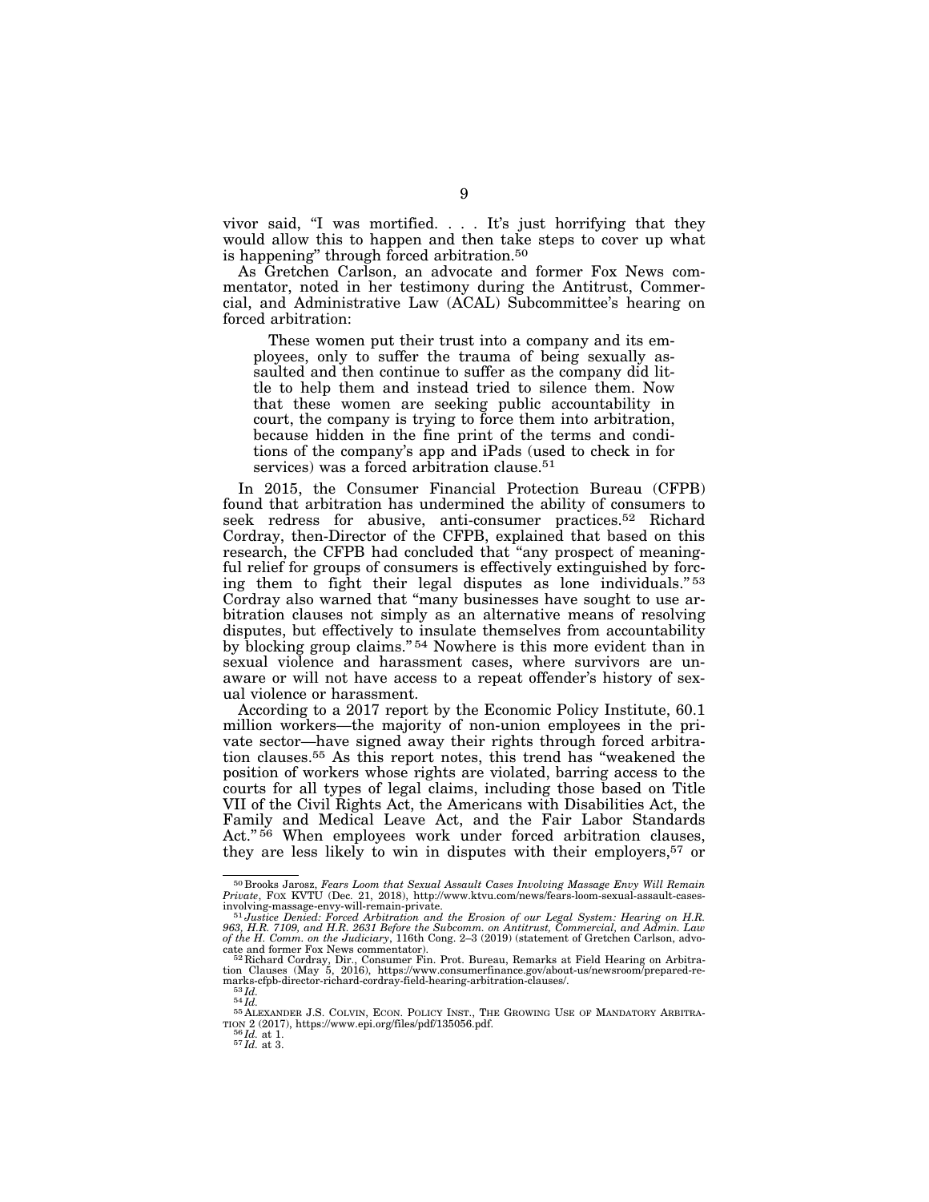vivor said, "I was mortified. . . . It's just horrifying that they would allow this to happen and then take steps to cover up what is happening" through forced arbitration.[50]

As Gretchen Carlson, an advocate and former Fox News commentator, noted in her testimony during the Antitrust, Commercial, and Administrative Law (ACAL) Subcommittee's hearing on forced arbitration:

> These women put their trust into a company and its employees, only to suffer the trauma of being sexually assaulted and then continue to suffer as the company did little to help them and instead tried to silence them. Now that these women are seeking public accountability in court, the company is trying to force them into arbitration, because hidden in the fine print of the terms and conditions of the company's app and iPads (used to check in for services) was a forced arbitration clause.[51]

In 2015, the Consumer Financial Protection Bureau (CFPB) found that arbitration has undermined the ability of consumers to seek redress for abusive, anti-consumer practices.[52] Richard Cordray, then-Director of the CFPB, explained that based on this research, the CFPB had concluded that "any prospect of meaningful relief for groups of consumers is effectively extinguished by forcing them to fight their legal disputes as lone individuals."[53] Cordray also warned that "many businesses have sought to use arbitration clauses not simply as an alternative means of resolving disputes, but effectively to insulate themselves from accountability by blocking group claims."[54] Nowhere is this more evident than in sexual violence and harassment cases, where survivors are unaware or will not have access to a repeat offender's history of sexual violence or harassment.

According to a 2017 report by the Economic Policy Institute, 60.1 million workers—the majority of non-union employees in the private sector—have signed away their rights through forced arbitration clauses.[55] As this report notes, this trend has "weakened the position of workers whose rights are violated, barring access to the courts for all types of legal claims, including those based on Title VII of the Civil Rights Act, the Americans with Disabilities Act, the Family and Medical Leave Act, and the Fair Labor Standards Act."[56] When employees work under forced arbitration clauses, they are less likely to win in disputes with their employers,[57] or

---

[50] Brooks Jarosz, *Fears Loom that Sexual Assault Cases Involving Massage Envy Will Remain Private*, FOX KVTU (Dec. 21, 2018), http://www.ktvu.com/news/fears-loom-sexual-assault-cases-involving-massage-envy-will-remain-private.

[51] *Justice Denied: Forced Arbitration and the Erosion of our Legal System: Hearing on H.R. 963, H.R. 7109, and H.R. 2631 Before the Subcomm. on Antitrust, Commercial, and Admin. Law of the H. Comm. on the Judiciary*, 116th Cong. 2–3 (2019) (statement of Gretchen Carlson, advocate and former Fox News commentator).

[52] Richard Cordray, Dir., Consumer Fin. Prot. Bureau, Remarks at Field Hearing on Arbitration Clauses (May 5, 2016), https://www.consumerfinance.gov/about-us/newsroom/prepared-remarks-cfpb-director-richard-cordray-field-hearing-arbitration-clauses/.

[53] *Id.*

[54] *Id.*

[55] ALEXANDER J.S. COLVIN, ECON. POLICY INST., THE GROWING USE OF MANDATORY ARBITRATION 2 (2017), https://www.epi.org/files/pdf/135056.pdf.

[56] *Id.* at 1.

[57] *Id.* at 3.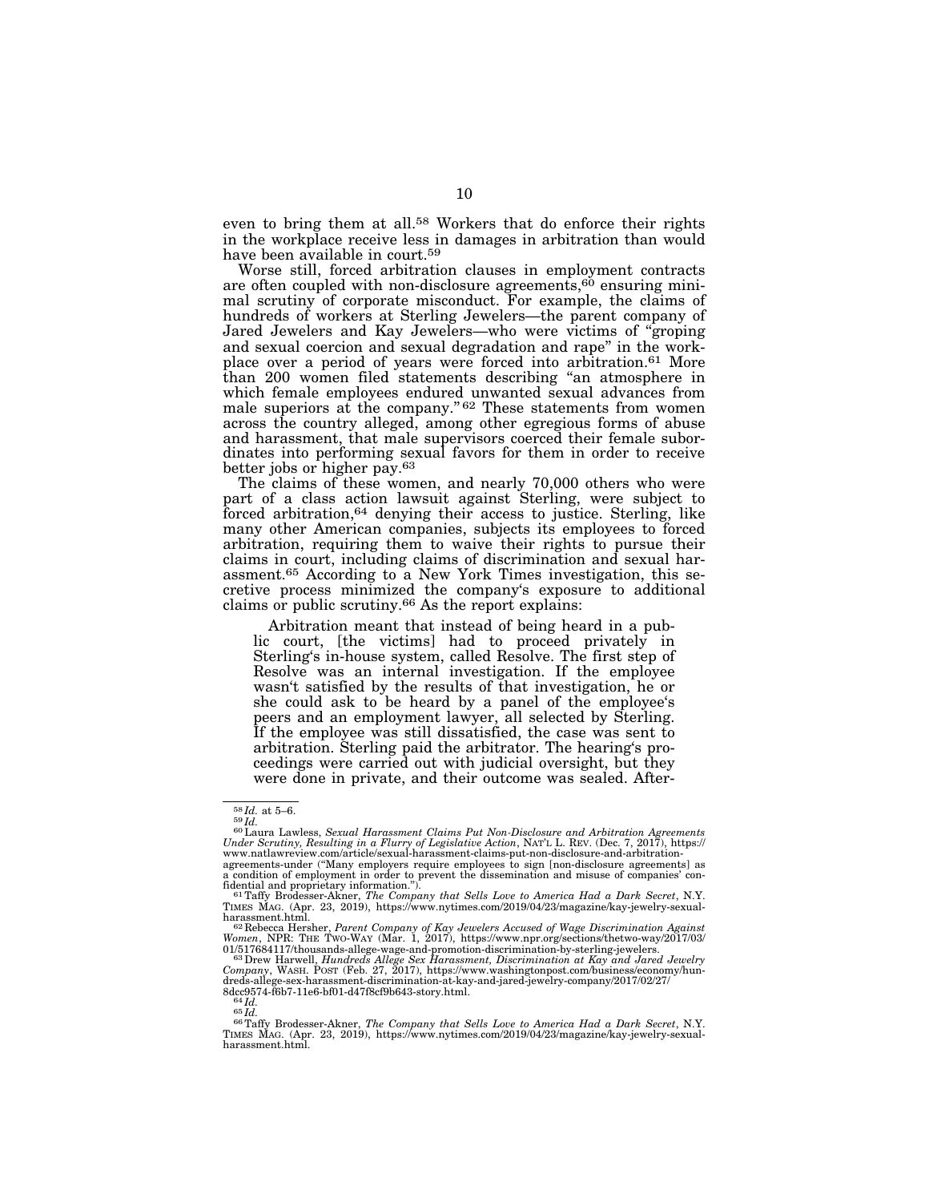even to bring them at all.[58] Workers that do enforce their rights in the workplace receive less in damages in arbitration than would have been available in court.[59]

Worse still, forced arbitration clauses in employment contracts are often coupled with non-disclosure agreements,[60] ensuring minimal scrutiny of corporate misconduct. For example, the claims of hundreds of workers at Sterling Jewelers—the parent company of Jared Jewelers and Kay Jewelers—who were victims of "groping and sexual coercion and sexual degradation and rape" in the workplace over a period of years were forced into arbitration.[61] More than 200 women filed statements describing "an atmosphere in which female employees endured unwanted sexual advances from male superiors at the company."[62] These statements from women across the country alleged, among other egregious forms of abuse and harassment, that male supervisors coerced their female subordinates into performing sexual favors for them in order to receive better jobs or higher pay.[63]

The claims of these women, and nearly 70,000 others who were part of a class action lawsuit against Sterling, were subject to forced arbitration,[64] denying their access to justice. Sterling, like many other American companies, subjects its employees to forced arbitration, requiring them to waive their rights to pursue their claims in court, including claims of discrimination and sexual harassment.[65] According to a New York Times investigation, this secretive process minimized the company's exposure to additional claims or public scrutiny.[66] As the report explains:

> Arbitration meant that instead of being heard in a public court, [the victims] had to proceed privately in Sterling's in-house system, called Resolve. The first step of Resolve was an internal investigation. If the employee wasn't satisfied by the results of that investigation, he or she could ask to be heard by a panel of the employee's peers and an employment lawyer, all selected by Sterling. If the employee was still dissatisfied, the case was sent to arbitration. Sterling paid the arbitrator. The hearing's proceedings were carried out with judicial oversight, but they were done in private, and their outcome was sealed. After-

---

[58] *Id.* at 5–6.

[59] *Id.*

[60] Laura Lawless, *Sexual Harassment Claims Put Non-Disclosure and Arbitration Agreements Under Scrutiny, Resulting in a Flurry of Legislative Action*, NAT'L L. REV. (Dec. 7, 2017), https://www.natlawreview.com/article/sexual-harassment-claims-put-non-disclosure-and-arbitration-agreements-under ("Many employers require employees to sign [non-disclosure agreements] as a condition of employment in order to prevent the dissemination and misuse of companies' confidential and proprietary information.").

[61] Taffy Brodesser-Akner, *The Company that Sells Love to America Had a Dark Secret*, N.Y. TIMES MAG. (Apr. 23, 2019), https://www.nytimes.com/2019/04/23/magazine/kay-jewelry-sexual-harassment.html.

[62] Rebecca Hersher, *Parent Company of Kay Jewelers Accused of Wage Discrimination Against Women*, NPR: THE TWO-WAY (Mar. 1, 2017), https://www.npr.org/sections/thetwo-way/2017/03/01/517684117/thousands-allege-wage-and-promotion-discrimination-by-sterling-jewelers.

[63] Drew Harwell, *Hundreds Allege Sex Harassment, Discrimination at Kay and Jared Jewelry Company*, WASH. POST (Feb. 27, 2017), https://www.washingtonpost.com/business/economy/hundreds-allege-sex-harassment-discrimination-at-kay-and-jared-jewelry-company/2017/02/27/8dcc9574-f6b7-11e6-bf01-d47f8cf9b643-story.html.

[64] *Id.*

[65] *Id.*

[66] Taffy Brodesser-Akner, *The Company that Sells Love to America Had a Dark Secret*, N.Y. TIMES MAG. (Apr. 23, 2019), https://www.nytimes.com/2019/04/23/magazine/kay-jewelry-sexual-harassment.html.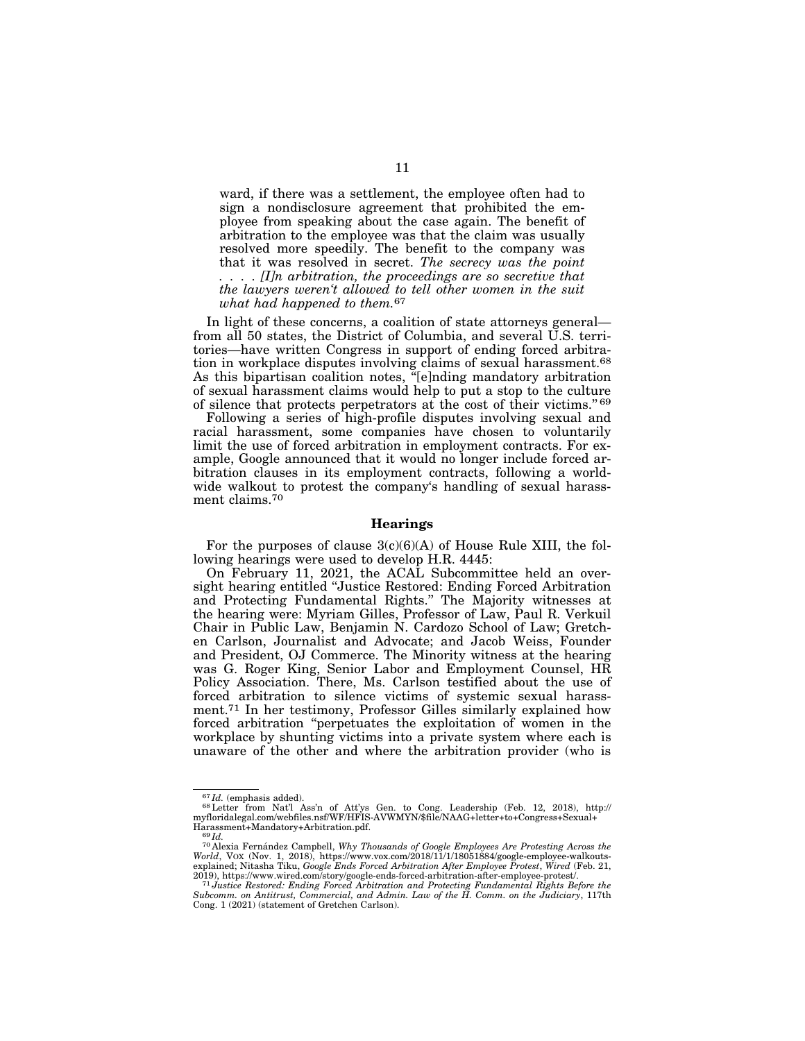ward, if there was a settlement, the employee often had to sign a nondisclosure agreement that prohibited the employee from speaking about the case again. The benefit of arbitration to the employee was that the claim was usually resolved more speedily. The benefit to the company was that it was resolved in secret. *The secrecy was the point . . . . [I]n arbitration, the proceedings are so secretive that the lawyers weren't allowed to tell other women in the suit what had happened to them.*[67]

In light of these concerns, a coalition of state attorneys general—from all 50 states, the District of Columbia, and several U.S. territories—have written Congress in support of ending forced arbitration in workplace disputes involving claims of sexual harassment.[68] As this bipartisan coalition notes, "[e]nding mandatory arbitration of sexual harassment claims would help to put a stop to the culture of silence that protects perpetrators at the cost of their victims."[69]

Following a series of high-profile disputes involving sexual and racial harassment, some companies have chosen to voluntarily limit the use of forced arbitration in employment contracts. For example, Google announced that it would no longer include forced arbitration clauses in its employment contracts, following a worldwide walkout to protest the company's handling of sexual harassment claims.[70]

### Hearings

For the purposes of clause 3(c)(6)(A) of House Rule XIII, the following hearings were used to develop H.R. 4445:

On February 11, 2021, the ACAL Subcommittee held an oversight hearing entitled "Justice Restored: Ending Forced Arbitration and Protecting Fundamental Rights." The Majority witnesses at the hearing were: Myriam Gilles, Professor of Law, Paul R. Verkuil Chair in Public Law, Benjamin N. Cardozo School of Law; Gretchen Carlson, Journalist and Advocate; and Jacob Weiss, Founder and President, OJ Commerce. The Minority witness at the hearing was G. Roger King, Senior Labor and Employment Counsel, HR Policy Association. There, Ms. Carlson testified about the use of forced arbitration to silence victims of systemic sexual harassment.[71] In her testimony, Professor Gilles similarly explained how forced arbitration "perpetuates the exploitation of women in the workplace by shunting victims into a private system where each is unaware of the other and where the arbitration provider (who is

---

[67] *Id.* (emphasis added).

[68] Letter from Nat'l Ass'n of Att'ys Gen. to Cong. Leadership (Feb. 12, 2018), http://myfloridalegal.com/webfiles.nsf/WF/HFIS-AVWMYN/$file/NAAG+letter+to+Congress+Sexual+Harassment+Mandatory+Arbitration.pdf.

[69] *Id.*

[70] Alexia Fernández Campbell, *Why Thousands of Google Employees Are Protesting Across the World*, VOX (Nov. 1, 2018), https://www.vox.com/2018/11/1/18051884/google-employee-walkouts-explained; Nitasha Tiku, *Google Ends Forced Arbitration After Employee Protest*, *Wired* (Feb. 21, 2019), https://www.wired.com/story/google-ends-forced-arbitration-after-employee-protest/.

[71] *Justice Restored: Ending Forced Arbitration and Protecting Fundamental Rights Before the Subcomm. on Antitrust, Commercial, and Admin. Law of the H. Comm. on the Judiciary*, 117th Cong. 1 (2021) (statement of Gretchen Carlson).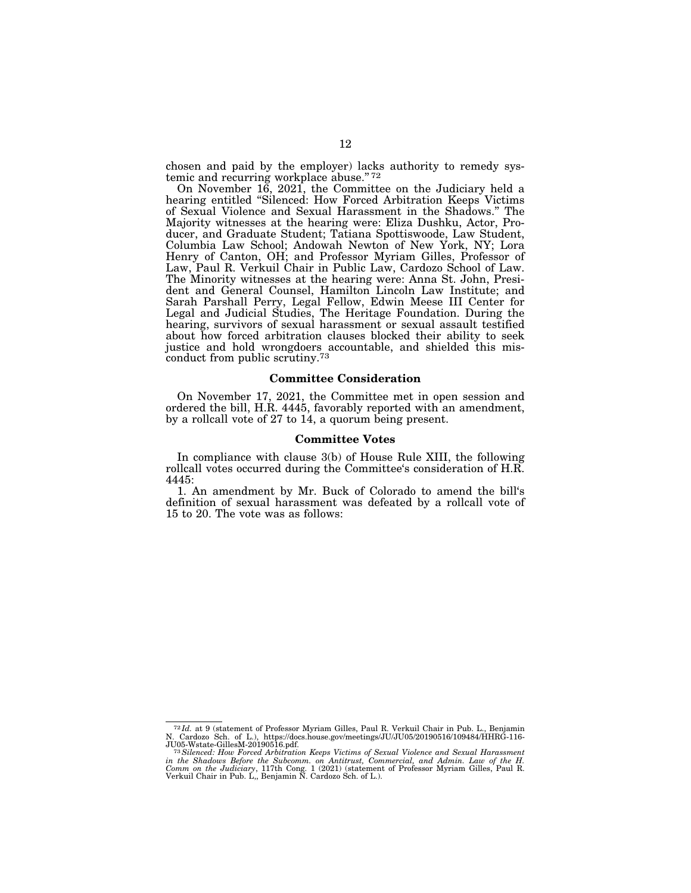chosen and paid by the employer) lacks authority to remedy systemic and recurring workplace abuse."[72]

On November 16, 2021, the Committee on the Judiciary held a hearing entitled "Silenced: How Forced Arbitration Keeps Victims of Sexual Violence and Sexual Harassment in the Shadows." The Majority witnesses at the hearing were: Eliza Dushku, Actor, Producer, and Graduate Student; Tatiana Spottiswoode, Law Student, Columbia Law School; Andowah Newton of New York, NY; Lora Henry of Canton, OH; and Professor Myriam Gilles, Professor of Law, Paul R. Verkuil Chair in Public Law, Cardozo School of Law. The Minority witnesses at the hearing were: Anna St. John, President and General Counsel, Hamilton Lincoln Law Institute; and Sarah Parshall Perry, Legal Fellow, Edwin Meese III Center for Legal and Judicial Studies, The Heritage Foundation. During the hearing, survivors of sexual harassment or sexual assault testified about how forced arbitration clauses blocked their ability to seek justice and hold wrongdoers accountable, and shielded this misconduct from public scrutiny.[73]

## Committee Consideration

On November 17, 2021, the Committee met in open session and ordered the bill, H.R. 4445, favorably reported with an amendment, by a rollcall vote of 27 to 14, a quorum being present.

## Committee Votes

In compliance with clause 3(b) of House Rule XIII, the following rollcall votes occurred during the Committee's consideration of H.R. 4445:

1. An amendment by Mr. Buck of Colorado to amend the bill's definition of sexual harassment was defeated by a rollcall vote of 15 to 20. The vote was as follows:

---

[72] *Id.* at 9 (statement of Professor Myriam Gilles, Paul R. Verkuil Chair in Pub. L., Benjamin N. Cardozo Sch. of L.), https://docs.house.gov/meetings/JU/JU05/20190516/109484/HHRG-116-JU05-Wstate-GillesM-20190516.pdf.

[73] *Silenced: How Forced Arbitration Keeps Victims of Sexual Violence and Sexual Harassment in the Shadows Before the Subcomm. on Antitrust, Commercial, and Admin. Law of the H. Comm on the Judiciary*, 117th Cong. 1 (2021) (statement of Professor Myriam Gilles, Paul R. Verkuil Chair in Pub. L,, Benjamin N. Cardozo Sch. of L.).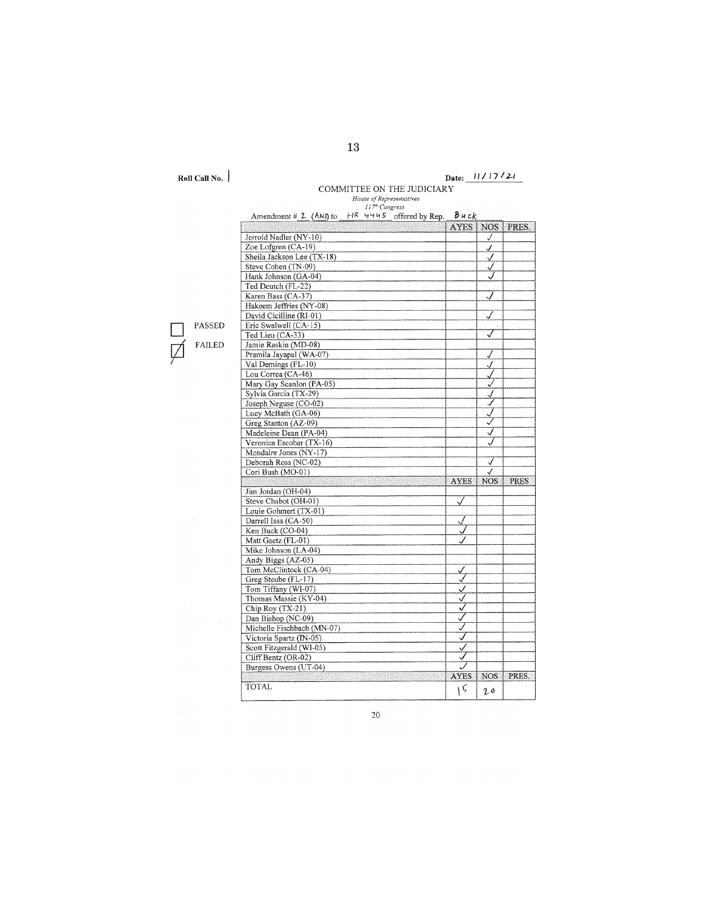Roll Call No. 1

Date: 11/17/21

COMMITTEE ON THE JUDICIARY

*House of Representatives*
*117th Congress*

Amendment # 2 (ANS) to HR 4445 offered by Rep. Buck

☐ PASSED

☑ FAILED

| | AYES | NOS | PRES. |
|---|---|---|---|
| Jerrold Nadler (NY-10) | | ✓ | |
| Zoe Lofgren (CA-19) | | ✓ | |
| Sheila Jackson Lee (TX-18) | | ✓ | |
| Steve Cohen (TN-09) | | ✓ | |
| Hank Johnson (GA-04) | | ✓ | |
| Ted Deutch (FL-22) | | | |
| Karen Bass (CA-37) | | ✓ | |
| Hakeem Jeffries (NY-08) | | | |
| David Cicilline (RI-01) | | ✓ | |
| Eric Swalwell (CA-15) | | | |
| Ted Lieu (CA-33) | | ✓ | |
| Jamie Raskin (MD-08) | | | |
| Pramila Jayapal (WA-07) | | ✓ | |
| Val Demings (FL-10) | | ✓ | |
| Lou Correa (CA-46) | | ✓ | |
| Mary Gay Scanlon (PA-05) | | ✓ | |
| Sylvia Garcia (TX-29) | | ✓ | |
| Joseph Neguse (CO-02) | | ✓ | |
| Lucy McBath (GA-06) | | ✓ | |
| Greg Stanton (AZ-09) | | ✓ | |
| Madeleine Dean (PA-04) | | ✓ | |
| Veronica Escobar (TX-16) | | ✓ | |
| Mondaire Jones (NY-17) | | | |
| Deborah Ross (NC-02) | | ✓ | |
| Cori Bush (MO-01) | | ✓ | |
| | AYES | NOS | PRES |
| Jim Jordan (OH-04) | | | |
| Steve Chabot (OH-01) | ✓ | | |
| Louie Gohmert (TX-01) | | | |
| Darrell Issa (CA-50) | ✓ | | |
| Ken Buck (CO-04) | ✓ | | |
| Matt Gaetz (FL-01) | ✓ | | |
| Mike Johnson (LA-04) | | | |
| Andy Biggs (AZ-05) | | | |
| Tom McClintock (CA-04) | ✓ | | |
| Greg Steube (FL-17) | ✓ | | |
| Tom Tiffany (WI-07) | ✓ | | |
| Thomas Massie (KY-04) | ✓ | | |
| Chip Roy (TX-21) | ✓ | | |
| Dan Bishop (NC-09) | ✓ | | |
| Michelle Fischbach (MN-07) | ✓ | | |
| Victoria Spartz (IN-05) | ✓ | | |
| Scott Fitzgerald (WI-05) | ✓ | | |
| Cliff Bentz (OR-02) | ✓ | | |
| Burgess Owens (UT-04) | ✓ | | |
| | AYES | NOS | PRES. |
| TOTAL | 15 | 20 | |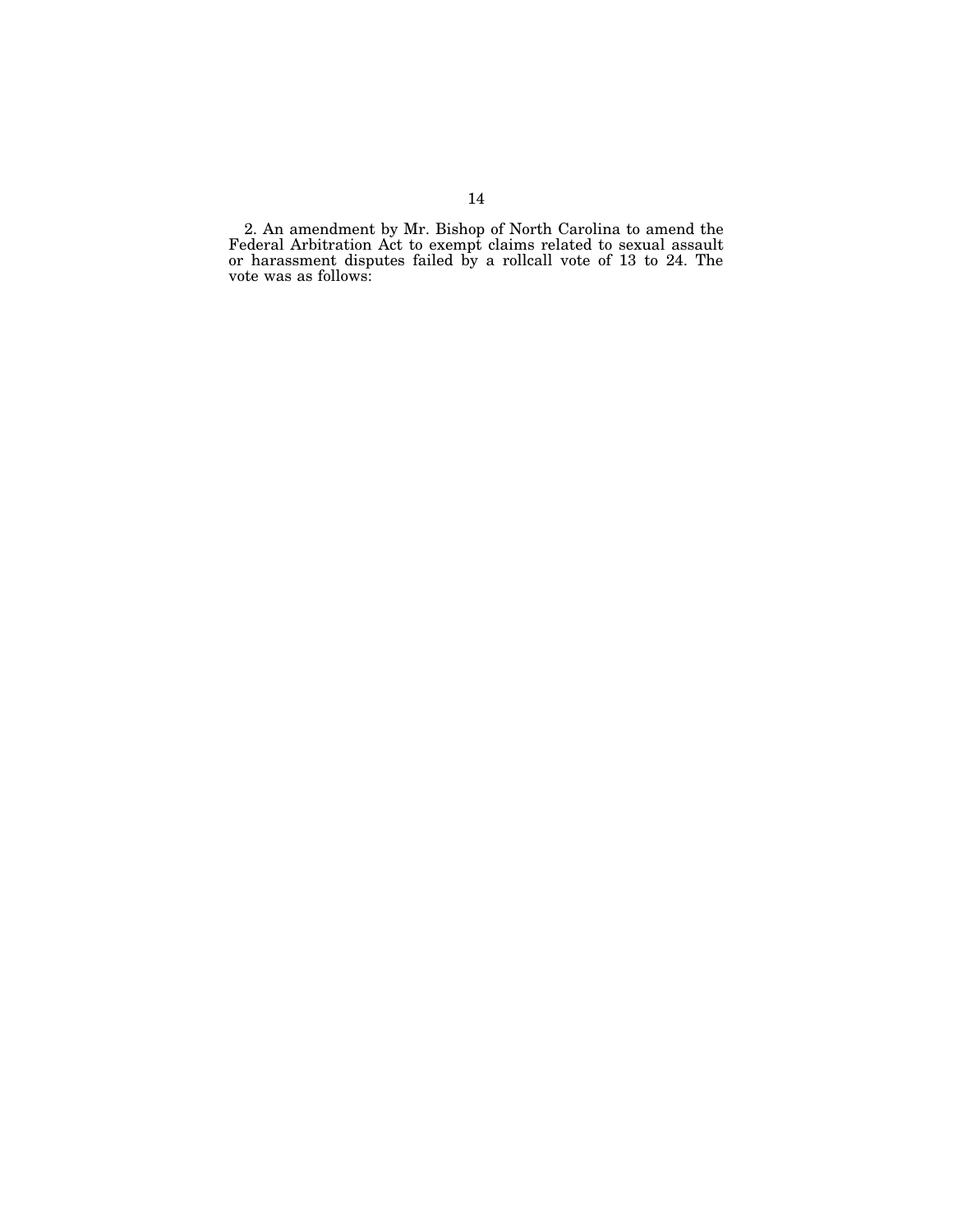2. An amendment by Mr. Bishop of North Carolina to amend the Federal Arbitration Act to exempt claims related to sexual assault or harassment disputes failed by a rollcall vote of 13 to 24. The vote was as follows: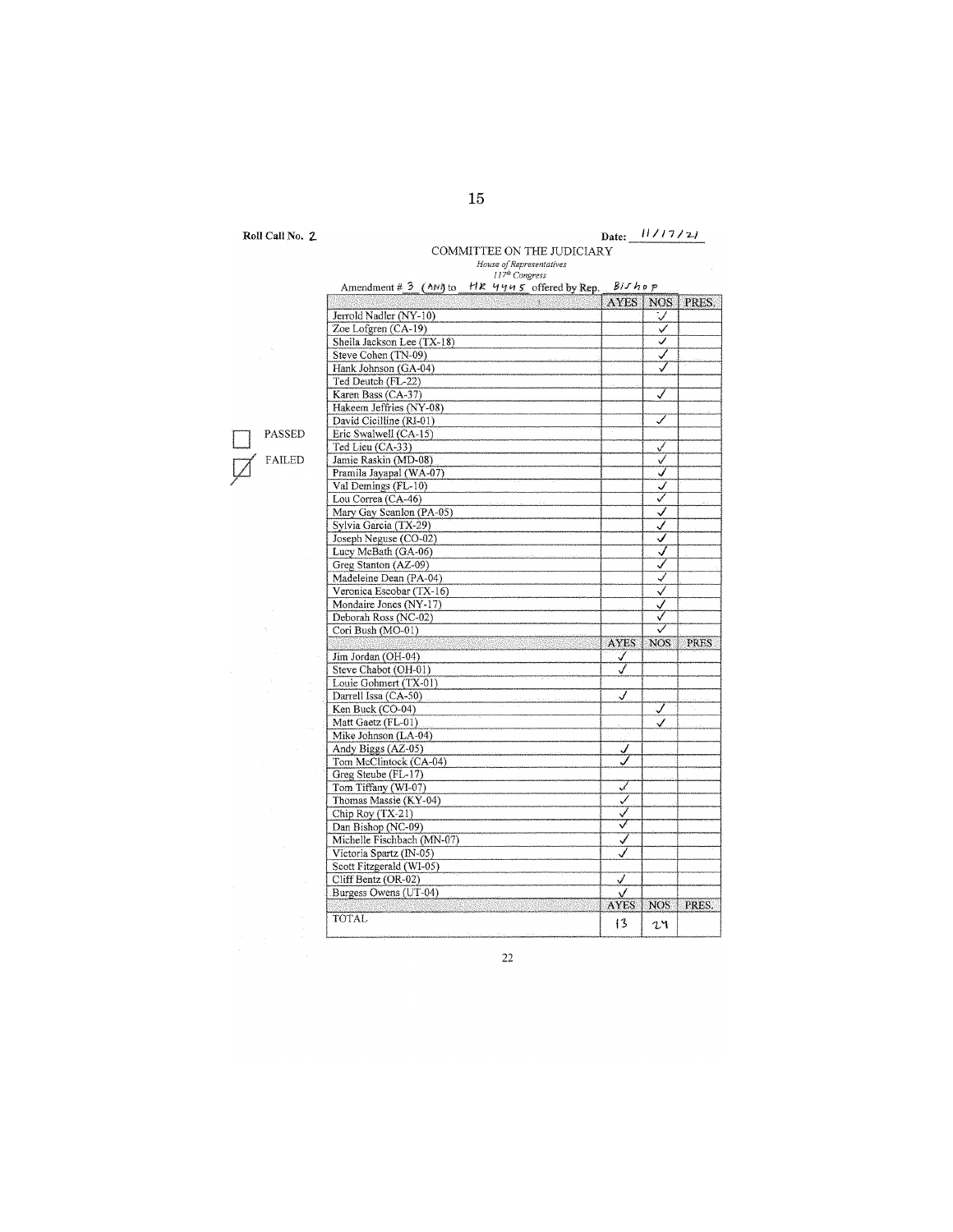Roll Call No. 2

Date: 11/17/21

COMMITTEE ON THE JUDICIARY

*House of Representatives*

*117th Congress*

Amendment # 3 (ANS) to HR 4445 offered by Rep. Bishop

☐ PASSED

☑ FAILED

| | AYES | NOS | PRES. |
|---|---|---|---|
| Jerrold Nadler (NY-10) | | ✓ | |
| Zoe Lofgren (CA-19) | | ✓ | |
| Sheila Jackson Lee (TX-18) | | ✓ | |
| Steve Cohen (TN-09) | | ✓ | |
| Hank Johnson (GA-04) | | ✓ | |
| Ted Deutch (FL-22) | | | |
| Karen Bass (CA-37) | | ✓ | |
| Hakeem Jeffries (NY-08) | | | |
| David Cicilline (RI-01) | | ✓ | |
| Eric Swalwell (CA-15) | | | |
| Ted Lieu (CA-33) | | ✓ | |
| Jamie Raskin (MD-08) | | ✓ | |
| Pramila Jayapal (WA-07) | | ✓ | |
| Val Demings (FL-10) | | ✓ | |
| Lou Correa (CA-46) | | ✓ | |
| Mary Gay Scanlon (PA-05) | | ✓ | |
| Sylvia Garcia (TX-29) | | ✓ | |
| Joseph Neguse (CO-02) | | ✓ | |
| Lucy McBath (GA-06) | | ✓ | |
| Greg Stanton (AZ-09) | | ✓ | |
| Madeleine Dean (PA-04) | | ✓ | |
| Veronica Escobar (TX-16) | | ✓ | |
| Mondaire Jones (NY-17) | | ✓ | |
| Deborah Ross (NC-02) | | ✓ | |
| Cori Bush (MO-01) | | ✓ | |
| | AYES | NOS | PRES |
| Jim Jordan (OH-04) | ✓ | | |
| Steve Chabot (OH-01) | ✓ | | |
| Louie Gohmert (TX-01) | | | |
| Darrell Issa (CA-50) | ✓ | | |
| Ken Buck (CO-04) | | ✓ | |
| Matt Gaetz (FL-01) | | ✓ | |
| Mike Johnson (LA-04) | | | |
| Andy Biggs (AZ-05) | ✓ | | |
| Tom McClintock (CA-04) | ✓ | | |
| Greg Steube (FL-17) | | | |
| Tom Tiffany (WI-07) | ✓ | | |
| Thomas Massie (KY-04) | ✓ | | |
| Chip Roy (TX-21) | ✓ | | |
| Dan Bishop (NC-09) | ✓ | | |
| Michelle Fischbach (MN-07) | ✓ | | |
| Victoria Spartz (IN-05) | ✓ | | |
| Scott Fitzgerald (WI-05) | | | |
| Cliff Bentz (OR-02) | ✓ | | |
| Burgess Owens (UT-04) | ✓ | | |
| | AYES | NOS | PRES. |
| TOTAL | 13 | 24 | |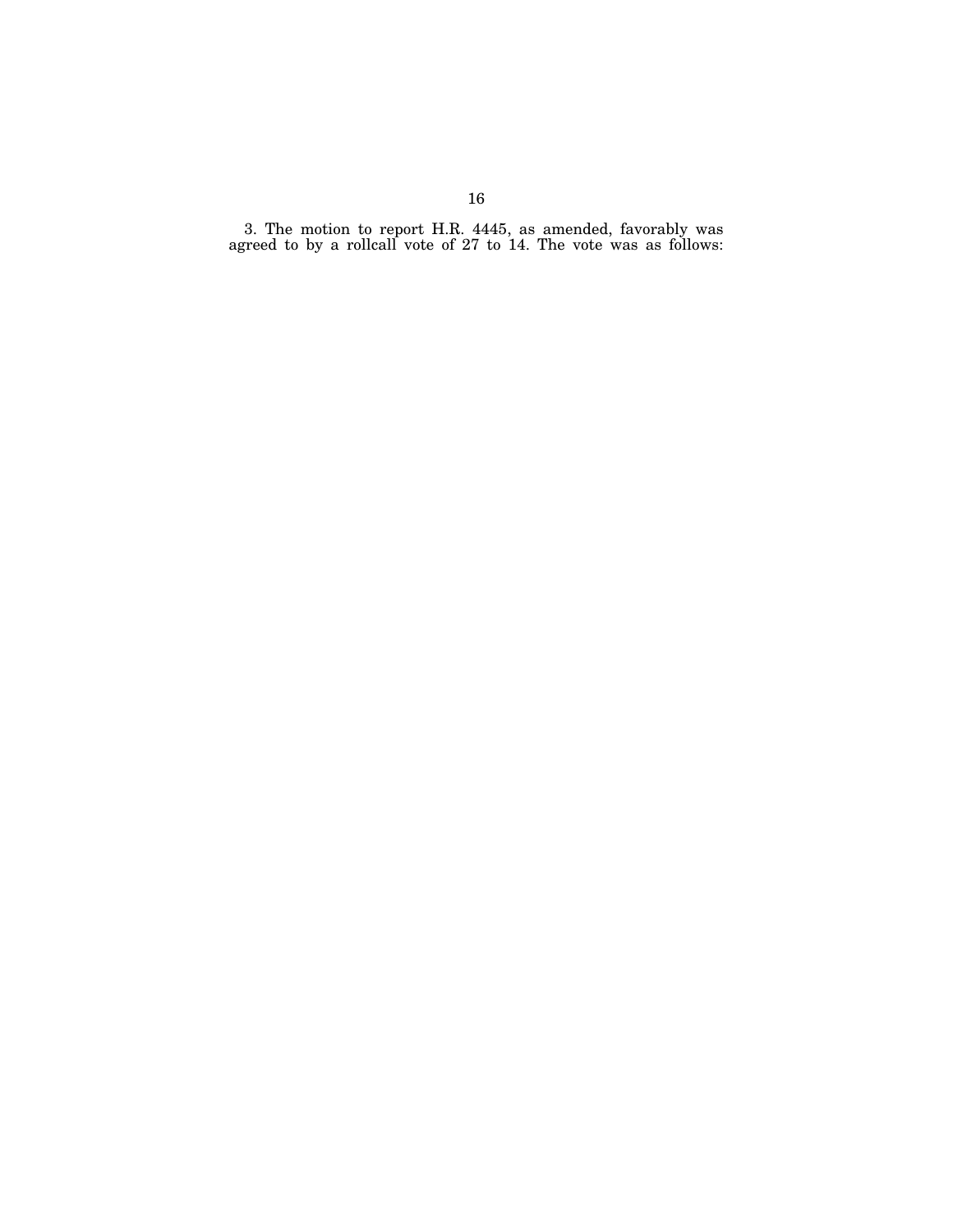3. The motion to report H.R. 4445, as amended, favorably was agreed to by a rollcall vote of 27 to 14. The vote was as follows: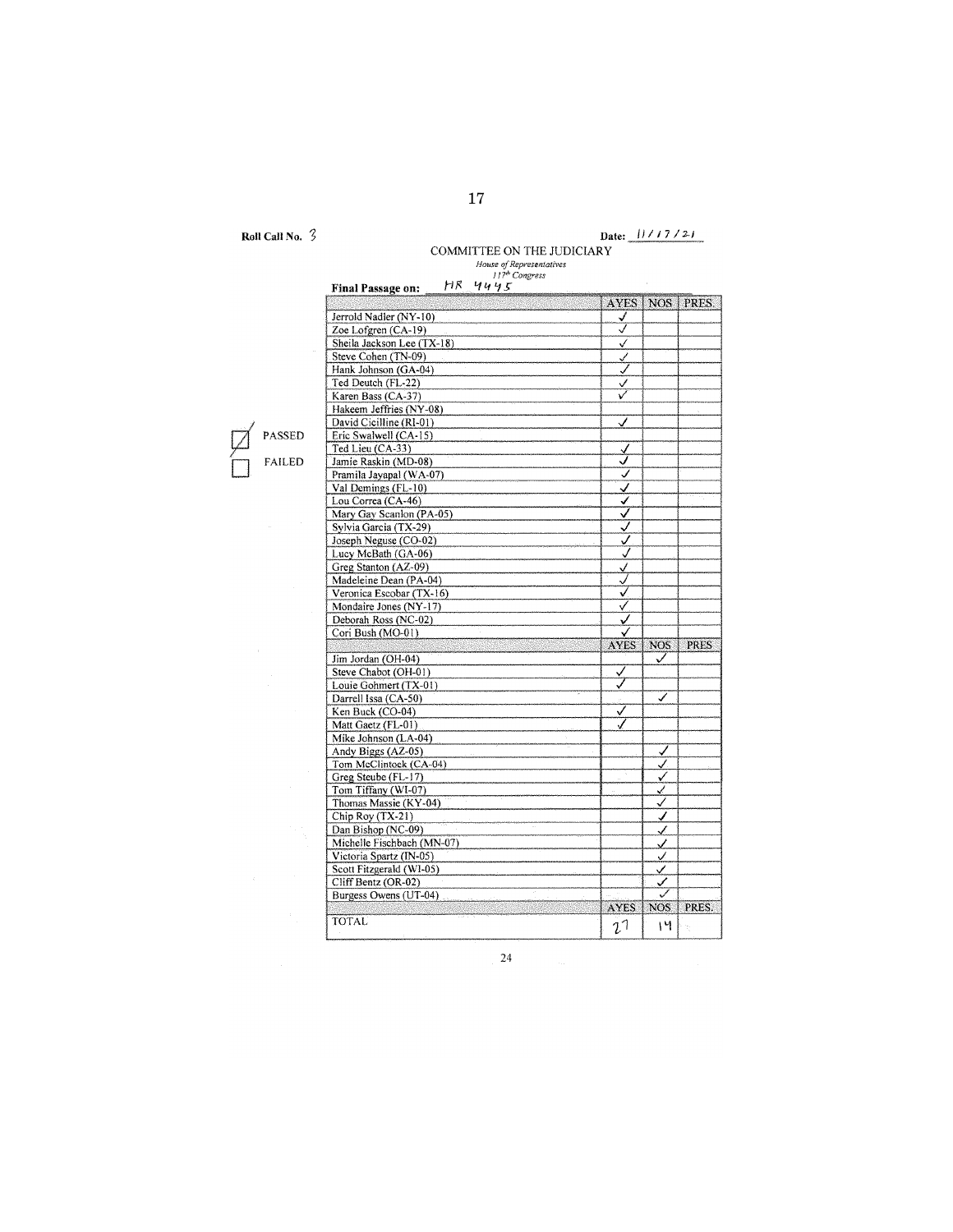Roll Call No. 3

Date: 11/17/21

COMMITTEE ON THE JUDICIARY

*House of Representatives*
*117th Congress*

**Final Passage on:** HR 4445

☑ PASSED
☐ FAILED

| | AYES | NOS | PRES. |
|---|---|---|---|
| Jerrold Nadler (NY-10) | ✓ | | |
| Zoe Lofgren (CA-19) | ✓ | | |
| Sheila Jackson Lee (TX-18) | ✓ | | |
| Steve Cohen (TN-09) | ✓ | | |
| Hank Johnson (GA-04) | ✓ | | |
| Ted Deutch (FL-22) | ✓ | | |
| Karen Bass (CA-37) | ✓ | | |
| Hakeem Jeffries (NY-08) | | | |
| David Cicilline (RI-01) | ✓ | | |
| Eric Swalwell (CA-15) | | | |
| Ted Lieu (CA-33) | ✓ | | |
| Jamie Raskin (MD-08) | ✓ | | |
| Pramila Jayapal (WA-07) | ✓ | | |
| Val Demings (FL-10) | ✓ | | |
| Lou Correa (CA-46) | ✓ | | |
| Mary Gay Scanlon (PA-05) | ✓ | | |
| Sylvia Garcia (TX-29) | ✓ | | |
| Joseph Neguse (CO-02) | ✓ | | |
| Lucy McBath (GA-06) | ✓ | | |
| Greg Stanton (AZ-09) | ✓ | | |
| Madeleine Dean (PA-04) | ✓ | | |
| Veronica Escobar (TX-16) | ✓ | | |
| Mondaire Jones (NY-17) | ✓ | | |
| Deborah Ross (NC-02) | ✓ | | |
| Cori Bush (MO-01) | ✓ | | |
| | **AYES** | **NOS** | **PRES.** |
| Jim Jordan (OH-04) | | ✓ | |
| Steve Chabot (OH-01) | ✓ | | |
| Louie Gohmert (TX-01) | ✓ | | |
| Darrell Issa (CA-50) | | ✓ | |
| Ken Buck (CO-04) | ✓ | | |
| Matt Gaetz (FL-01) | ✓ | | |
| Mike Johnson (LA-04) | | | |
| Andy Biggs (AZ-05) | | ✓ | |
| Tom McClintock (CA-04) | | ✓ | |
| Greg Steube (FL-17) | | ✓ | |
| Tom Tiffany (WI-07) | | ✓ | |
| Thomas Massie (KY-04) | | ✓ | |
| Chip Roy (TX-21) | | ✓ | |
| Dan Bishop (NC-09) | | ✓ | |
| Michelle Fischbach (MN-07) | | ✓ | |
| Victoria Spartz (IN-05) | | ✓ | |
| Scott Fitzgerald (WI-05) | | ✓ | |
| Cliff Bentz (OR-02) | | ✓ | |
| Burgess Owens (UT-04) | | ✓ | |
| | **AYES** | **NOS** | **PRES.** |
| TOTAL | 27 | 14 | |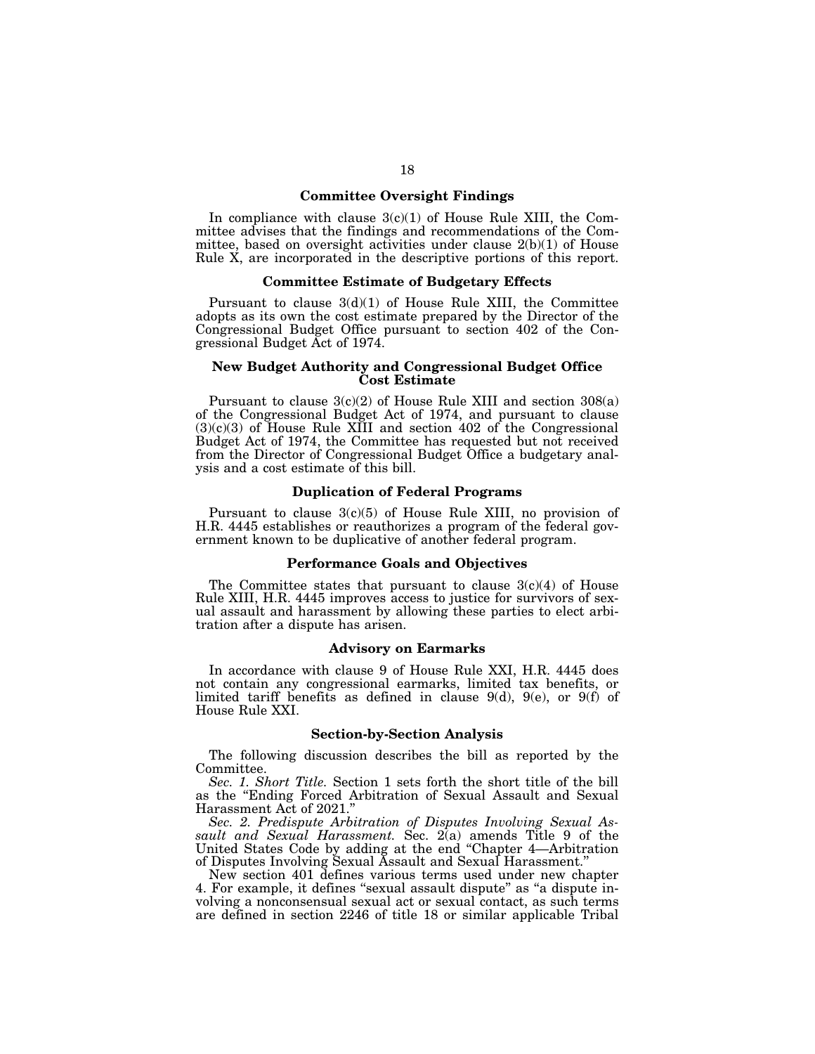### Committee Oversight Findings

In compliance with clause 3(c)(1) of House Rule XIII, the Committee advises that the findings and recommendations of the Committee, based on oversight activities under clause 2(b)(1) of House Rule X, are incorporated in the descriptive portions of this report.

### Committee Estimate of Budgetary Effects

Pursuant to clause 3(d)(1) of House Rule XIII, the Committee adopts as its own the cost estimate prepared by the Director of the Congressional Budget Office pursuant to section 402 of the Congressional Budget Act of 1974.

### New Budget Authority and Congressional Budget Office Cost Estimate

Pursuant to clause 3(c)(2) of House Rule XIII and section 308(a) of the Congressional Budget Act of 1974, and pursuant to clause (3)(c)(3) of House Rule XIII and section 402 of the Congressional Budget Act of 1974, the Committee has requested but not received from the Director of Congressional Budget Office a budgetary analysis and a cost estimate of this bill.

### Duplication of Federal Programs

Pursuant to clause 3(c)(5) of House Rule XIII, no provision of H.R. 4445 establishes or reauthorizes a program of the federal government known to be duplicative of another federal program.

### Performance Goals and Objectives

The Committee states that pursuant to clause 3(c)(4) of House Rule XIII, H.R. 4445 improves access to justice for survivors of sexual assault and harassment by allowing these parties to elect arbitration after a dispute has arisen.

### Advisory on Earmarks

In accordance with clause 9 of House Rule XXI, H.R. 4445 does not contain any congressional earmarks, limited tax benefits, or limited tariff benefits as defined in clause 9(d), 9(e), or 9(f) of House Rule XXI.

### Section-by-Section Analysis

The following discussion describes the bill as reported by the Committee.

*Sec. 1. Short Title.* Section 1 sets forth the short title of the bill as the "Ending Forced Arbitration of Sexual Assault and Sexual Harassment Act of 2021."

*Sec. 2. Predispute Arbitration of Disputes Involving Sexual Assault and Sexual Harassment.* Sec. 2(a) amends Title 9 of the United States Code by adding at the end "Chapter 4—Arbitration of Disputes Involving Sexual Assault and Sexual Harassment."

New section 401 defines various terms used under new chapter 4. For example, it defines "sexual assault dispute" as "a dispute involving a nonconsensual sexual act or sexual contact, as such terms are defined in section 2246 of title 18 or similar applicable Tribal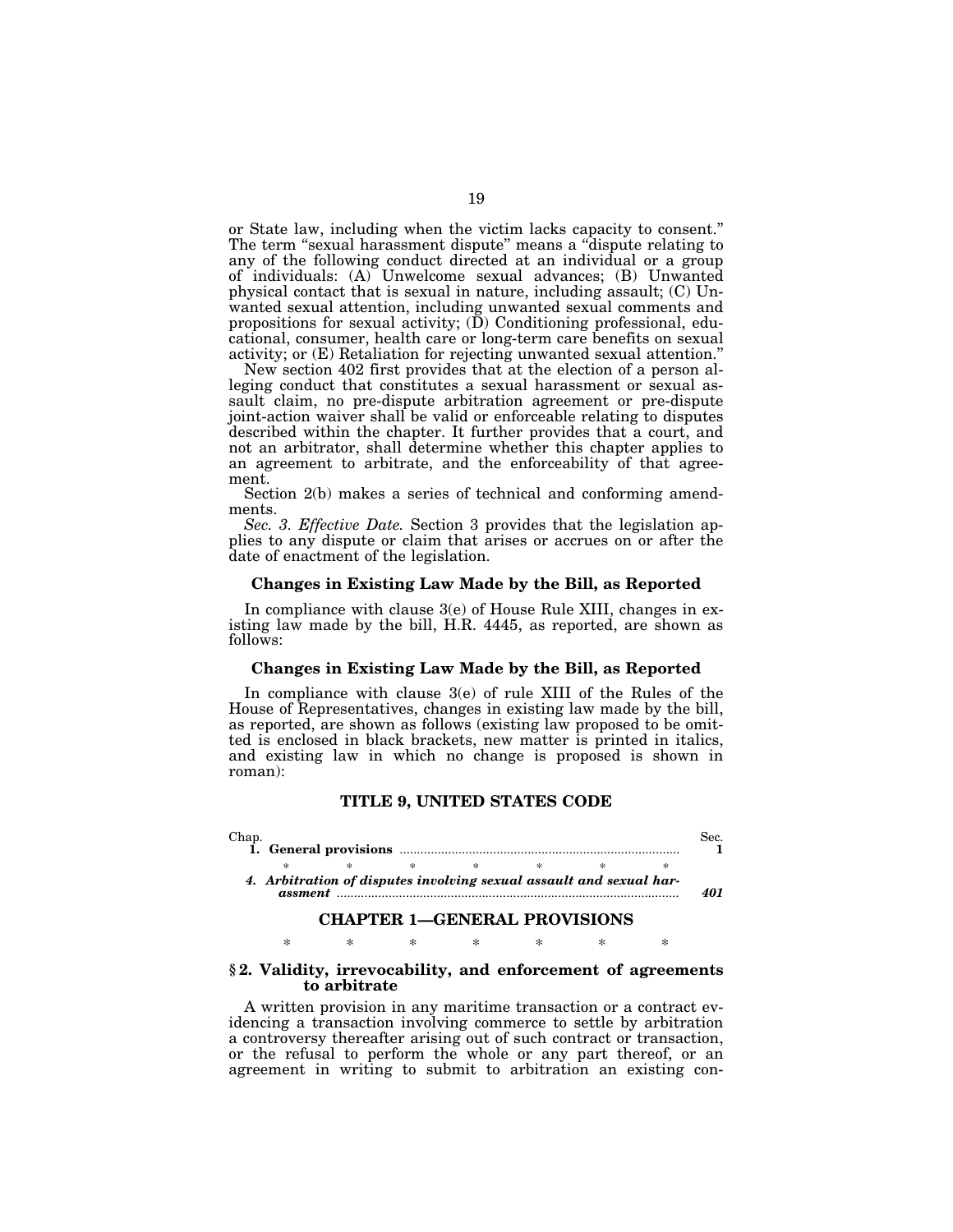or State law, including when the victim lacks capacity to consent." The term "sexual harassment dispute" means a "dispute relating to any of the following conduct directed at an individual or a group of individuals: (A) Unwelcome sexual advances; (B) Unwanted physical contact that is sexual in nature, including assault; (C) Unwanted sexual attention, including unwanted sexual comments and propositions for sexual activity; (D) Conditioning professional, educational, consumer, health care or long-term care benefits on sexual activity; or (E) Retaliation for rejecting unwanted sexual attention."

New section 402 first provides that at the election of a person alleging conduct that constitutes a sexual harassment or sexual assault claim, no pre-dispute arbitration agreement or pre-dispute joint-action waiver shall be valid or enforceable relating to disputes described within the chapter. It further provides that a court, and not an arbitrator, shall determine whether this chapter applies to an agreement to arbitrate, and the enforceability of that agreement.

Section 2(b) makes a series of technical and conforming amendments.

*Sec. 3. Effective Date.* Section 3 provides that the legislation applies to any dispute or claim that arises or accrues on or after the date of enactment of the legislation.

### Changes in Existing Law Made by the Bill, as Reported

In compliance with clause 3(e) of House Rule XIII, changes in existing law made by the bill, H.R. 4445, as reported, are shown as follows:

### Changes in Existing Law Made by the Bill, as Reported

In compliance with clause 3(e) of rule XIII of the Rules of the House of Representatives, changes in existing law made by the bill, as reported, are shown as follows (existing law proposed to be omitted is enclosed in black brackets, new matter is printed in italics, and existing law in which no change is proposed is shown in roman):

## TITLE 9, UNITED STATES CODE

| Chap. | | Sec. |
|---|---|---|
| 1. | **General provisions** | **1** |
| | * * * * * * * | |
| *4.* | ***Arbitration of disputes involving sexual assault and sexual harassment*** | ***401*** |

## CHAPTER 1—GENERAL PROVISIONS

\* \* \* \* \* \* \*

### § 2. Validity, irrevocability, and enforcement of agreements to arbitrate

A written provision in any maritime transaction or a contract evidencing a transaction involving commerce to settle by arbitration a controversy thereafter arising out of such contract or transaction, or the refusal to perform the whole or any part thereof, or an agreement in writing to submit to arbitration an existing con-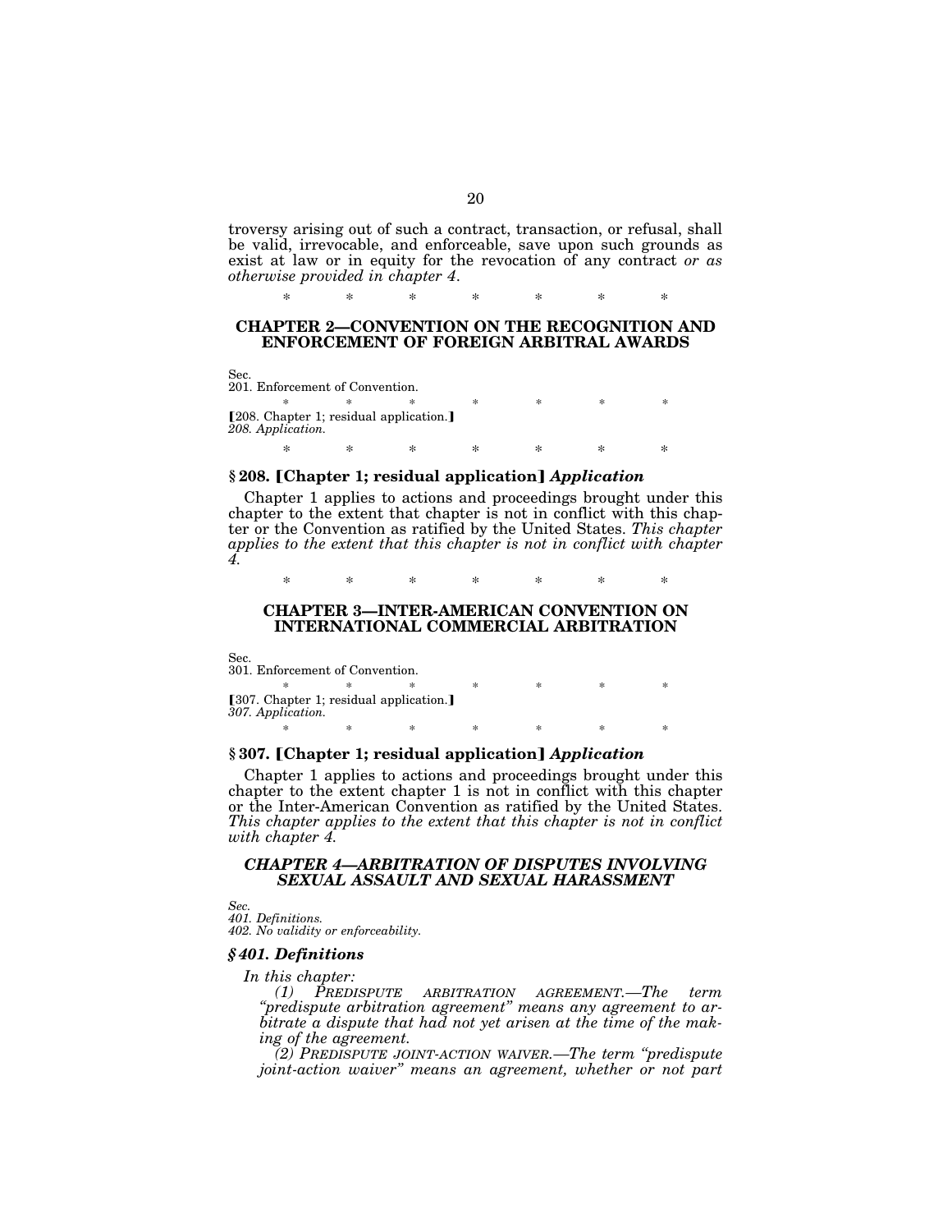troversy arising out of such a contract, transaction, or refusal, shall be valid, irrevocable, and enforceable, save upon such grounds as exist at law or in equity for the revocation of any contract *or as otherwise provided in chapter 4*.

\* \* \* \* \* \* \*

## CHAPTER 2—CONVENTION ON THE RECOGNITION AND ENFORCEMENT OF FOREIGN ARBITRAL AWARDS

Sec.
201. Enforcement of Convention.

\* \* \* \* \* \* \*

【208. Chapter 1; residual application.】
*208. Application.*

\* \* \* \* \* \* \*

### § 208. 【Chapter 1; residual application】 *Application*

Chapter 1 applies to actions and proceedings brought under this chapter to the extent that chapter is not in conflict with this chapter or the Convention as ratified by the United States. *This chapter applies to the extent that this chapter is not in conflict with chapter 4.*

\* \* \* \* \* \* \*

## CHAPTER 3—INTER-AMERICAN CONVENTION ON INTERNATIONAL COMMERCIAL ARBITRATION

Sec.
301. Enforcement of Convention.

\* \* \* \* \* \* \*

【307. Chapter 1; residual application.】
*307. Application.*

\* \* \* \* \* \* \*

### § 307. 【Chapter 1; residual application】 *Application*

Chapter 1 applies to actions and proceedings brought under this chapter to the extent chapter 1 is not in conflict with this chapter or the Inter-American Convention as ratified by the United States. *This chapter applies to the extent that this chapter is not in conflict with chapter 4.*

## *CHAPTER 4—ARBITRATION OF DISPUTES INVOLVING SEXUAL ASSAULT AND SEXUAL HARASSMENT*

*Sec.*
*401. Definitions.*
*402. No validity or enforceability.*

### *§ 401. Definitions*

*In this chapter:*

*(1) PREDISPUTE ARBITRATION AGREEMENT.—The term "predispute arbitration agreement" means any agreement to arbitrate a dispute that had not yet arisen at the time of the making of the agreement.*

*(2) PREDISPUTE JOINT-ACTION WAIVER.—The term "predispute joint-action waiver" means an agreement, whether or not part*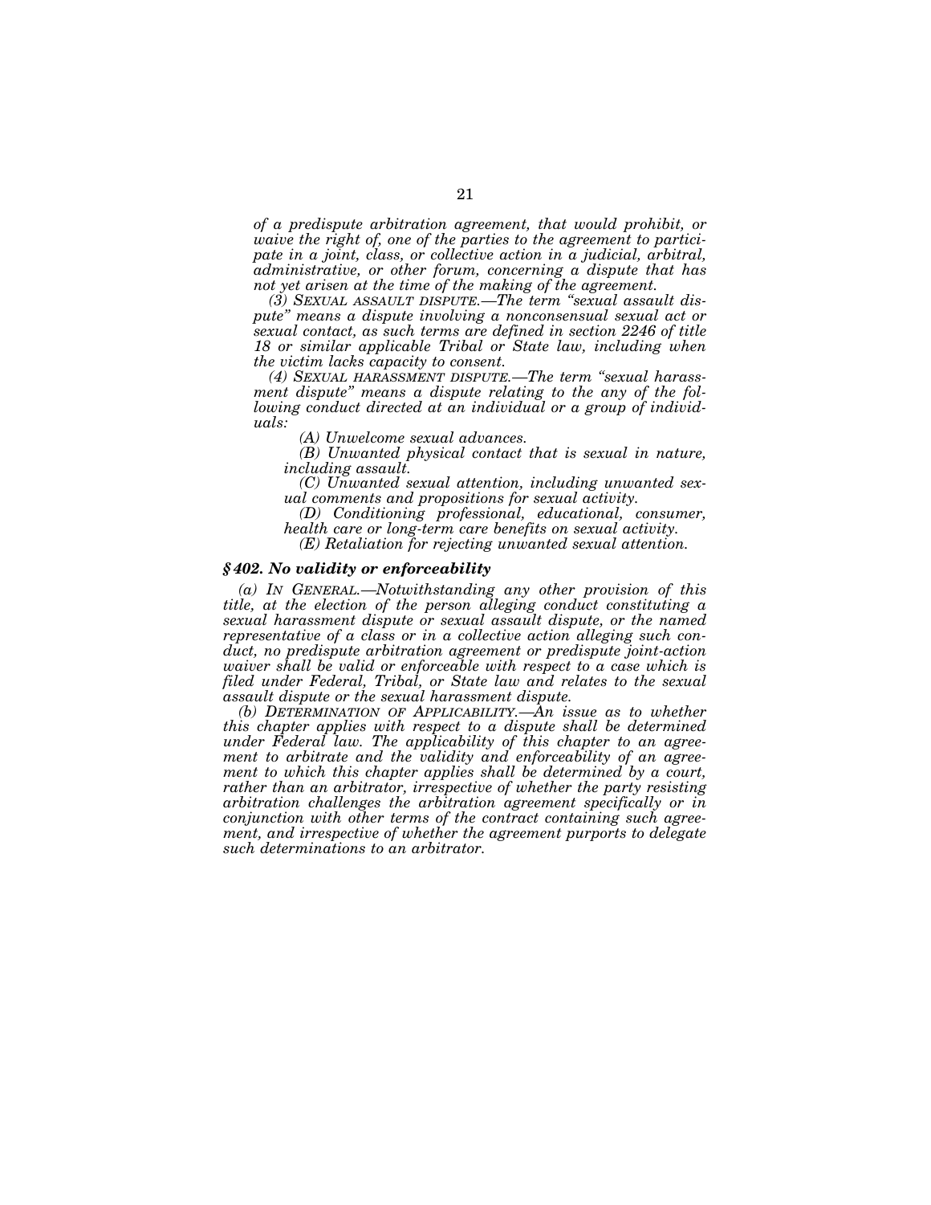*of a predispute arbitration agreement, that would prohibit, or waive the right of, one of the parties to the agreement to participate in a joint, class, or collective action in a judicial, arbitral, administrative, or other forum, concerning a dispute that has not yet arisen at the time of the making of the agreement.*

*(3) SEXUAL ASSAULT DISPUTE.—The term "sexual assault dispute" means a dispute involving a nonconsensual sexual act or sexual contact, as such terms are defined in section 2246 of title 18 or similar applicable Tribal or State law, including when the victim lacks capacity to consent.*

*(4) SEXUAL HARASSMENT DISPUTE.—The term "sexual harassment dispute" means a dispute relating to the any of the following conduct directed at an individual or a group of individuals:*

*(A) Unwelcome sexual advances.*

*(B) Unwanted physical contact that is sexual in nature, including assault.*

*(C) Unwanted sexual attention, including unwanted sexual comments and propositions for sexual activity.*

*(D) Conditioning professional, educational, consumer, health care or long-term care benefits on sexual activity.*

*(E) Retaliation for rejecting unwanted sexual attention.*

### *§ 402. No validity or enforceability*

*(a) IN GENERAL.—Notwithstanding any other provision of this title, at the election of the person alleging conduct constituting a sexual harassment dispute or sexual assault dispute, or the named representative of a class or in a collective action alleging such conduct, no predispute arbitration agreement or predispute joint-action waiver shall be valid or enforceable with respect to a case which is filed under Federal, Tribal, or State law and relates to the sexual assault dispute or the sexual harassment dispute.*

*(b) DETERMINATION OF APPLICABILITY.—An issue as to whether this chapter applies with respect to a dispute shall be determined under Federal law. The applicability of this chapter to an agreement to arbitrate and the validity and enforceability of an agreement to which this chapter applies shall be determined by a court, rather than an arbitrator, irrespective of whether the party resisting arbitration challenges the arbitration agreement specifically or in conjunction with other terms of the contract containing such agreement, and irrespective of whether the agreement purports to delegate such determinations to an arbitrator.*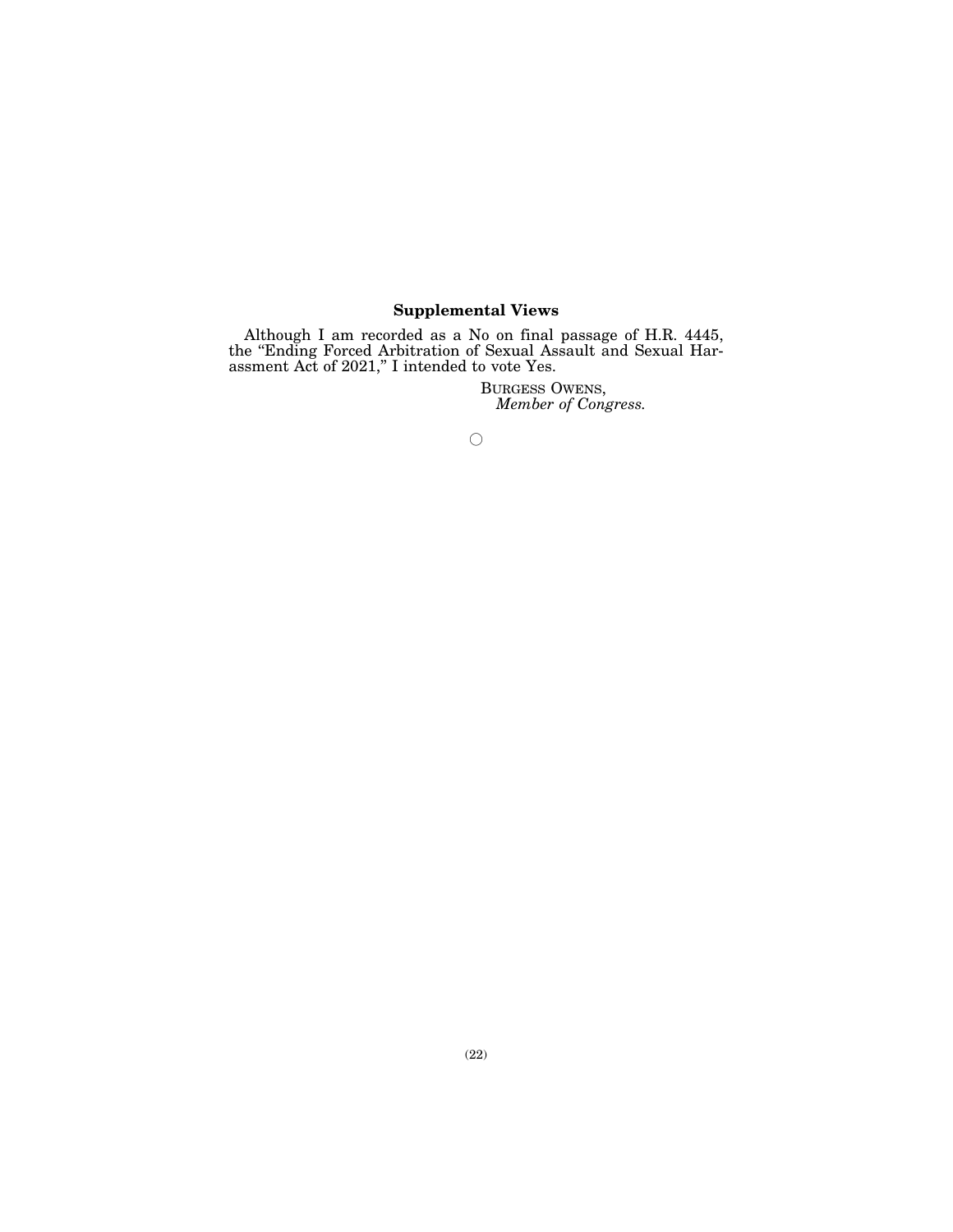## Supplemental Views

Although I am recorded as a No on final passage of H.R. 4445, the "Ending Forced Arbitration of Sexual Assault and Sexual Harassment Act of 2021," I intended to vote Yes.

BURGESS OWENS,
*Member of Congress.*